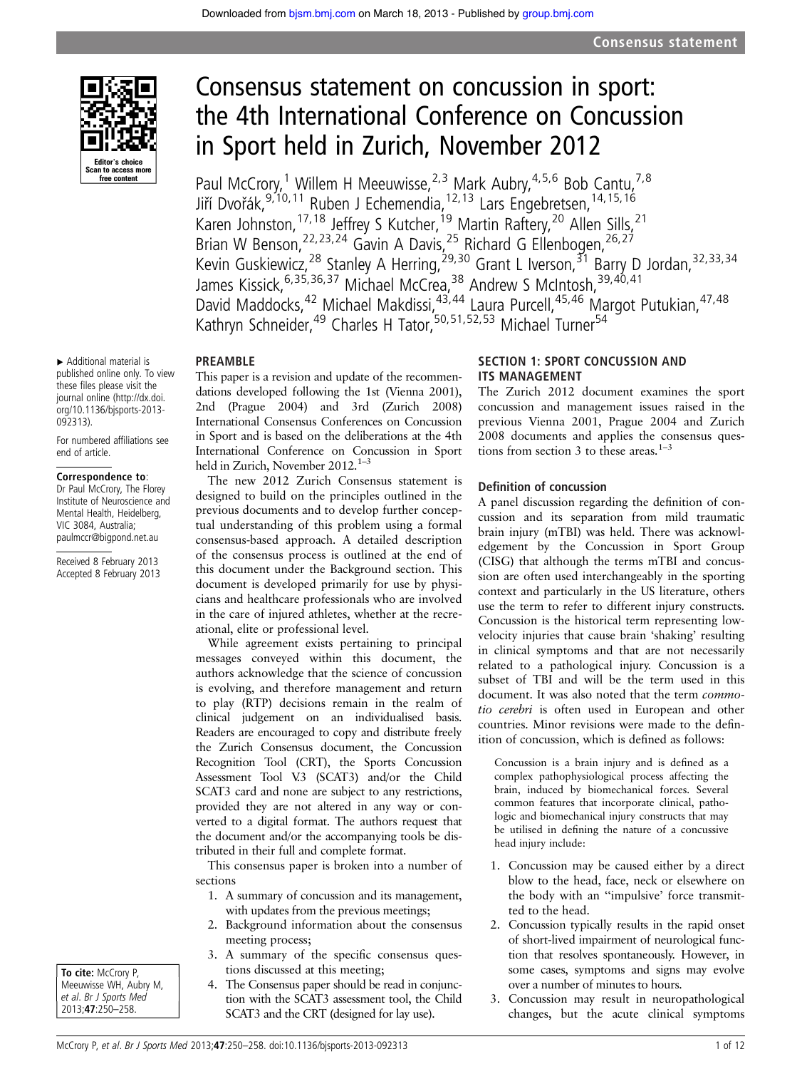# Consensus statement on concussion in sport: the 4th International Conference on Concussion in Sport held in Zurich, November 2012

Paul McCrory,[1] Willem H Meeuwisse,[2,3] Mark Aubry,[4,5,6] Bob Cantu,[7,8] Jiří Dvořák,[9,10,11] Ruben J Echemendia,[12,13] Lars Engebretsen,[14,15,16] Karen Johnston,[17,18] Jeffrey S Kutcher,[19] Martin Raftery,[20] Allen Sills,[21] Brian W Benson,[22,23,24] Gavin A Davis,[25] Richard G Ellenbogen,[26,27] Kevin Guskiewicz,[28] Stanley A Herring,[29,30] Grant L Iverson,[31] Barry D Jordan,[32,33,34] James Kissick,[6,35,36,37] Michael McCrea,[38] Andrew S McIntosh,[39,40,41] David Maddocks,[42] Michael Makdissi,[43,44] Laura Purcell,[45,46] Margot Putukian,[47,48] Kathryn Schneider,[49] Charles H Tator,[50,51,52,53] Michael Turner[54]

► Additional material is published online only. To view these files please visit the journal online (http://dx.doi.org/10.1136/bjsports-2013-092313).

For numbered affiliations see end of article.

**Correspondence to**: Dr Paul McCrory, The Florey Institute of Neuroscience and Mental Health, Heidelberg, VIC 3084, Australia; paulmccr@bigpond.net.au

Received 8 February 2013
Accepted 8 February 2013

**To cite:** McCrory P, Meeuwisse WH, Aubry M, et al. *Br J Sports Med* 2013;**47**:250–258.

## PREAMBLE

This paper is a revision and update of the recommendations developed following the 1st (Vienna 2001), 2nd (Prague 2004) and 3rd (Zurich 2008) International Consensus Conferences on Concussion in Sport and is based on the deliberations at the 4th International Conference on Concussion in Sport held in Zurich, November 2012.[1–3]

The new 2012 Zurich Consensus statement is designed to build on the principles outlined in the previous documents and to develop further conceptual understanding of this problem using a formal consensus-based approach. A detailed description of the consensus process is outlined at the end of this document under the Background section. This document is developed primarily for use by physicians and healthcare professionals who are involved in the care of injured athletes, whether at the recreational, elite or professional level.

While agreement exists pertaining to principal messages conveyed within this document, the authors acknowledge that the science of concussion is evolving, and therefore management and return to play (RTP) decisions remain in the realm of clinical judgement on an individualised basis. Readers are encouraged to copy and distribute freely the Zurich Consensus document, the Concussion Recognition Tool (CRT), the Sports Concussion Assessment Tool V.3 (SCAT3) and/or the Child SCAT3 card and none are subject to any restrictions, provided they are not altered in any way or converted to a digital format. The authors request that the document and/or the accompanying tools be distributed in their full and complete format.

This consensus paper is broken into a number of sections

1. A summary of concussion and its management, with updates from the previous meetings;
2. Background information about the consensus meeting process;
3. A summary of the specific consensus questions discussed at this meeting;
4. The Consensus paper should be read in conjunction with the SCAT3 assessment tool, the Child SCAT3 and the CRT (designed for lay use).

## SECTION 1: SPORT CONCUSSION AND ITS MANAGEMENT

The Zurich 2012 document examines the sport concussion and management issues raised in the previous Vienna 2001, Prague 2004 and Zurich 2008 documents and applies the consensus questions from section 3 to these areas.[1–3]

### Definition of concussion

A panel discussion regarding the definition of concussion and its separation from mild traumatic brain injury (mTBI) was held. There was acknowledgement by the Concussion in Sport Group (CISG) that although the terms mTBI and concussion are often used interchangeably in the sporting context and particularly in the US literature, others use the term to refer to different injury constructs. Concussion is the historical term representing low-velocity injuries that cause brain 'shaking' resulting in clinical symptoms and that are not necessarily related to a pathological injury. Concussion is a subset of TBI and will be the term used in this document. It was also noted that the term *commotio cerebri* is often used in European and other countries. Minor revisions were made to the definition of concussion, which is defined as follows:

> Concussion is a brain injury and is defined as a complex pathophysiological process affecting the brain, induced by biomechanical forces. Several common features that incorporate clinical, pathologic and biomechanical injury constructs that may be utilised in defining the nature of a concussive head injury include:

1. Concussion may be caused either by a direct blow to the head, face, neck or elsewhere on the body with an ''impulsive' force transmitted to the head.
2. Concussion typically results in the rapid onset of short-lived impairment of neurological function that resolves spontaneously. However, in some cases, symptoms and signs may evolve over a number of minutes to hours.
3. Concussion may result in neuropathological changes, but the acute clinical symptoms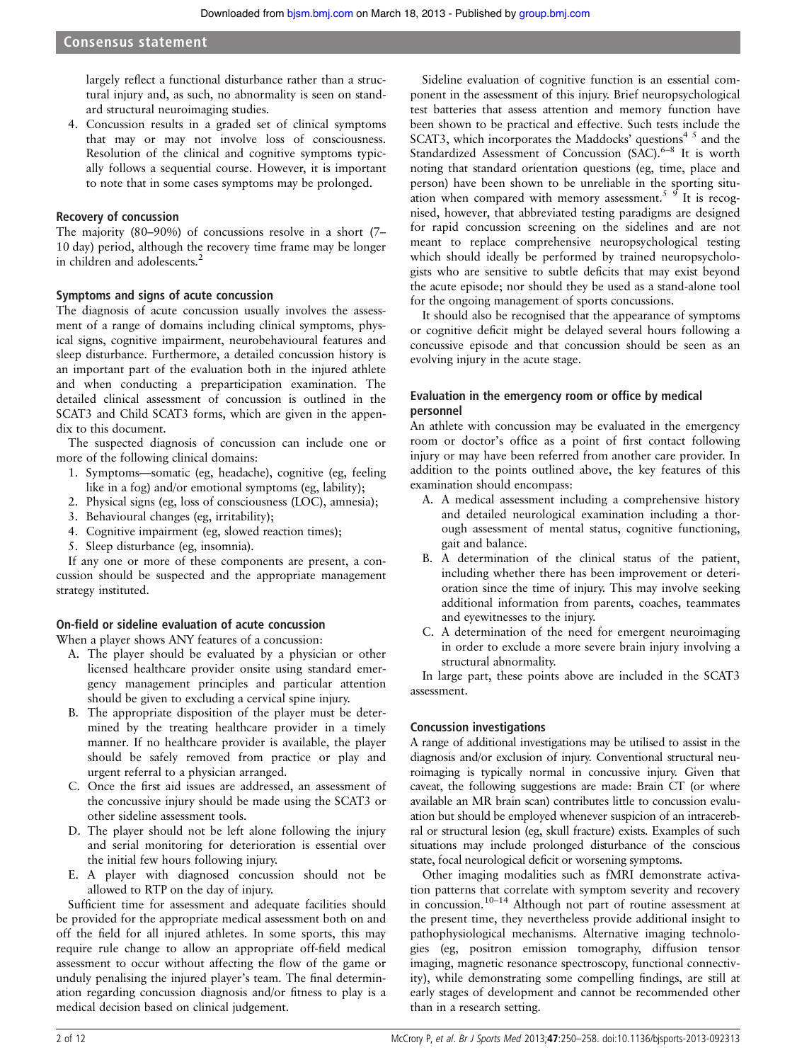largely reflect a functional disturbance rather than a structural injury and, as such, no abnormality is seen on standard structural neuroimaging studies.

4. Concussion results in a graded set of clinical symptoms that may or may not involve loss of consciousness. Resolution of the clinical and cognitive symptoms typically follows a sequential course. However, it is important to note that in some cases symptoms may be prolonged.

### Recovery of concussion

The majority (80–90%) of concussions resolve in a short (7–10 day) period, although the recovery time frame may be longer in children and adolescents.[2]

### Symptoms and signs of acute concussion

The diagnosis of acute concussion usually involves the assessment of a range of domains including clinical symptoms, physical signs, cognitive impairment, neurobehavioural features and sleep disturbance. Furthermore, a detailed concussion history is an important part of the evaluation both in the injured athlete and when conducting a preparticipation examination. The detailed clinical assessment of concussion is outlined in the SCAT3 and Child SCAT3 forms, which are given in the appendix to this document.

The suspected diagnosis of concussion can include one or more of the following clinical domains:

1. Symptoms—somatic (eg, headache), cognitive (eg, feeling like in a fog) and/or emotional symptoms (eg, lability);
2. Physical signs (eg, loss of consciousness (LOC), amnesia);
3. Behavioural changes (eg, irritability);
4. Cognitive impairment (eg, slowed reaction times);
5. Sleep disturbance (eg, insomnia).

If any one or more of these components are present, a concussion should be suspected and the appropriate management strategy instituted.

### On-field or sideline evaluation of acute concussion

When a player shows ANY features of a concussion:

A. The player should be evaluated by a physician or other licensed healthcare provider onsite using standard emergency management principles and particular attention should be given to excluding a cervical spine injury.

B. The appropriate disposition of the player must be determined by the treating healthcare provider in a timely manner. If no healthcare provider is available, the player should be safely removed from practice or play and urgent referral to a physician arranged.

C. Once the first aid issues are addressed, an assessment of the concussive injury should be made using the SCAT3 or other sideline assessment tools.

D. The player should not be left alone following the injury and serial monitoring for deterioration is essential over the initial few hours following injury.

E. A player with diagnosed concussion should not be allowed to RTP on the day of injury.

Sufficient time for assessment and adequate facilities should be provided for the appropriate medical assessment both on and off the field for all injured athletes. In some sports, this may require rule change to allow an appropriate off-field medical assessment to occur without affecting the flow of the game or unduly penalising the injured player's team. The final determination regarding concussion diagnosis and/or fitness to play is a medical decision based on clinical judgement.

Sideline evaluation of cognitive function is an essential component in the assessment of this injury. Brief neuropsychological test batteries that assess attention and memory function have been shown to be practical and effective. Such tests include the SCAT3, which incorporates the Maddocks' questions[4 5] and the Standardized Assessment of Concussion (SAC).[6–8] It is worth noting that standard orientation questions (eg, time, place and person) have been shown to be unreliable in the sporting situation when compared with memory assessment.[5 9] It is recognised, however, that abbreviated testing paradigms are designed for rapid concussion screening on the sidelines and are not meant to replace comprehensive neuropsychological testing which should ideally be performed by trained neuropsychologists who are sensitive to subtle deficits that may exist beyond the acute episode; nor should they be used as a stand-alone tool for the ongoing management of sports concussions.

It should also be recognised that the appearance of symptoms or cognitive deficit might be delayed several hours following a concussive episode and that concussion should be seen as an evolving injury in the acute stage.

### Evaluation in the emergency room or office by medical personnel

An athlete with concussion may be evaluated in the emergency room or doctor's office as a point of first contact following injury or may have been referred from another care provider. In addition to the points outlined above, the key features of this examination should encompass:

A. A medical assessment including a comprehensive history and detailed neurological examination including a thorough assessment of mental status, cognitive functioning, gait and balance.

B. A determination of the clinical status of the patient, including whether there has been improvement or deterioration since the time of injury. This may involve seeking additional information from parents, coaches, teammates and eyewitnesses to the injury.

C. A determination of the need for emergent neuroimaging in order to exclude a more severe brain injury involving a structural abnormality.

In large part, these points above are included in the SCAT3 assessment.

### Concussion investigations

A range of additional investigations may be utilised to assist in the diagnosis and/or exclusion of injury. Conventional structural neuroimaging is typically normal in concussive injury. Given that caveat, the following suggestions are made: Brain CT (or where available an MR brain scan) contributes little to concussion evaluation but should be employed whenever suspicion of an intracerebral or structural lesion (eg, skull fracture) exists. Examples of such situations may include prolonged disturbance of the conscious state, focal neurological deficit or worsening symptoms.

Other imaging modalities such as fMRI demonstrate activation patterns that correlate with symptom severity and recovery in concussion.[10–14] Although not part of routine assessment at the present time, they nevertheless provide additional insight to pathophysiological mechanisms. Alternative imaging technologies (eg, positron emission tomography, diffusion tensor imaging, magnetic resonance spectroscopy, functional connectivity), while demonstrating some compelling findings, are still at early stages of development and cannot be recommended other than in a research setting.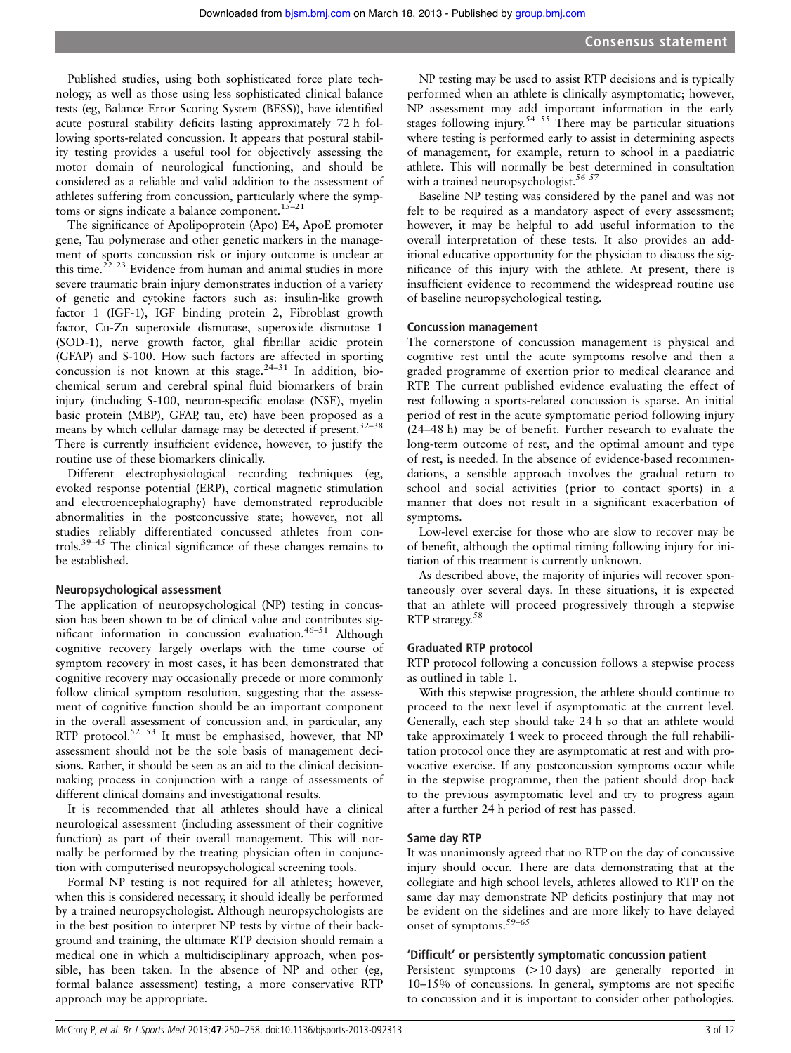Published studies, using both sophisticated force plate technology, as well as those using less sophisticated clinical balance tests (eg, Balance Error Scoring System (BESS)), have identified acute postural stability deficits lasting approximately 72 h following sports-related concussion. It appears that postural stability testing provides a useful tool for objectively assessing the motor domain of neurological functioning, and should be considered as a reliable and valid addition to the assessment of athletes suffering from concussion, particularly where the symptoms or signs indicate a balance component.[15–21]

The significance of Apolipoprotein (Apo) E4, ApoE promoter gene, Tau polymerase and other genetic markers in the management of sports concussion risk or injury outcome is unclear at this time.[22 23] Evidence from human and animal studies in more severe traumatic brain injury demonstrates induction of a variety of genetic and cytokine factors such as: insulin-like growth factor 1 (IGF-1), IGF binding protein 2, Fibroblast growth factor, Cu-Zn superoxide dismutase, superoxide dismutase 1 (SOD-1), nerve growth factor, glial fibrillar acidic protein (GFAP) and S-100. How such factors are affected in sporting concussion is not known at this stage.[24–31] In addition, biochemical serum and cerebral spinal fluid biomarkers of brain injury (including S-100, neuron-specific enolase (NSE), myelin basic protein (MBP), GFAP, tau, etc) have been proposed as a means by which cellular damage may be detected if present.[32–38] There is currently insufficient evidence, however, to justify the routine use of these biomarkers clinically.

Different electrophysiological recording techniques (eg, evoked response potential (ERP), cortical magnetic stimulation and electroencephalography) have demonstrated reproducible abnormalities in the postconcussive state; however, not all studies reliably differentiated concussed athletes from controls.[39–45] The clinical significance of these changes remains to be established.

### Neuropsychological assessment

The application of neuropsychological (NP) testing in concussion has been shown to be of clinical value and contributes significant information in concussion evaluation.[46–51] Although cognitive recovery largely overlaps with the time course of symptom recovery in most cases, it has been demonstrated that cognitive recovery may occasionally precede or more commonly follow clinical symptom resolution, suggesting that the assessment of cognitive function should be an important component in the overall assessment of concussion and, in particular, any RTP protocol.[52 53] It must be emphasised, however, that NP assessment should not be the sole basis of management decisions. Rather, it should be seen as an aid to the clinical decision-making process in conjunction with a range of assessments of different clinical domains and investigational results.

It is recommended that all athletes should have a clinical neurological assessment (including assessment of their cognitive function) as part of their overall management. This will normally be performed by the treating physician often in conjunction with computerised neuropsychological screening tools.

Formal NP testing is not required for all athletes; however, when this is considered necessary, it should ideally be performed by a trained neuropsychologist. Although neuropsychologists are in the best position to interpret NP tests by virtue of their background and training, the ultimate RTP decision should remain a medical one in which a multidisciplinary approach, when possible, has been taken. In the absence of NP and other (eg, formal balance assessment) testing, a more conservative RTP approach may be appropriate.

NP testing may be used to assist RTP decisions and is typically performed when an athlete is clinically asymptomatic; however, NP assessment may add important information in the early stages following injury.[54 55] There may be particular situations where testing is performed early to assist in determining aspects of management, for example, return to school in a paediatric athlete. This will normally be best determined in consultation with a trained neuropsychologist.[56 57]

Baseline NP testing was considered by the panel and was not felt to be required as a mandatory aspect of every assessment; however, it may be helpful to add useful information to the overall interpretation of these tests. It also provides an additional educative opportunity for the physician to discuss the significance of this injury with the athlete. At present, there is insufficient evidence to recommend the widespread routine use of baseline neuropsychological testing.

### Concussion management

The cornerstone of concussion management is physical and cognitive rest until the acute symptoms resolve and then a graded programme of exertion prior to medical clearance and RTP. The current published evidence evaluating the effect of rest following a sports-related concussion is sparse. An initial period of rest in the acute symptomatic period following injury (24–48 h) may be of benefit. Further research to evaluate the long-term outcome of rest, and the optimal amount and type of rest, is needed. In the absence of evidence-based recommendations, a sensible approach involves the gradual return to school and social activities (prior to contact sports) in a manner that does not result in a significant exacerbation of symptoms.

Low-level exercise for those who are slow to recover may be of benefit, although the optimal timing following injury for initiation of this treatment is currently unknown.

As described above, the majority of injuries will recover spontaneously over several days. In these situations, it is expected that an athlete will proceed progressively through a stepwise RTP strategy.[58]

### Graduated RTP protocol

RTP protocol following a concussion follows a stepwise process as outlined in table 1.

With this stepwise progression, the athlete should continue to proceed to the next level if asymptomatic at the current level. Generally, each step should take 24 h so that an athlete would take approximately 1 week to proceed through the full rehabilitation protocol once they are asymptomatic at rest and with provocative exercise. If any postconcussion symptoms occur while in the stepwise programme, then the patient should drop back to the previous asymptomatic level and try to progress again after a further 24 h period of rest has passed.

### Same day RTP

It was unanimously agreed that no RTP on the day of concussive injury should occur. There are data demonstrating that at the collegiate and high school levels, athletes allowed to RTP on the same day may demonstrate NP deficits postinjury that may not be evident on the sidelines and are more likely to have delayed onset of symptoms.[59–65]

### 'Difficult' or persistently symptomatic concussion patient

Persistent symptoms (>10 days) are generally reported in 10–15% of concussions. In general, symptoms are not specific to concussion and it is important to consider other pathologies.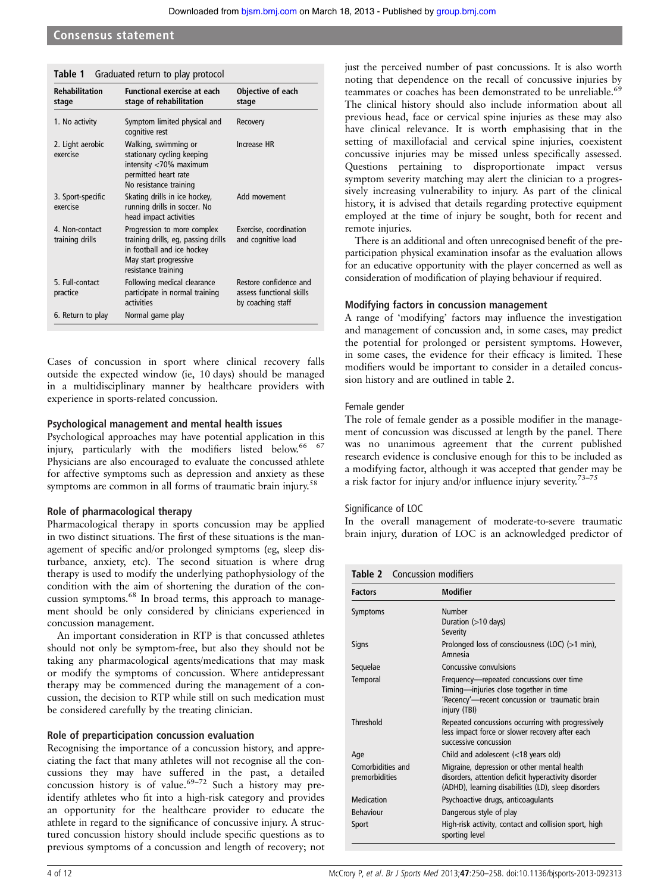**Table 1** Graduated return to play protocol

| Rehabilitation stage | Functional exercise at each stage of rehabilitation | Objective of each stage |
|---|---|---|
| 1. No activity | Symptom limited physical and cognitive rest | Recovery |
| 2. Light aerobic exercise | Walking, swimming or stationary cycling keeping intensity <70% maximum permitted heart rate<br>No resistance training | Increase HR |
| 3. Sport-specific exercise | Skating drills in ice hockey, running drills in soccer. No head impact activities | Add movement |
| 4. Non-contact training drills | Progression to more complex training drills, eg, passing drills in football and ice hockey<br>May start progressive resistance training | Exercise, coordination and cognitive load |
| 5. Full-contact practice | Following medical clearance participate in normal training activities | Restore confidence and assess functional skills by coaching staff |
| 6. Return to play | Normal game play | |

Cases of concussion in sport where clinical recovery falls outside the expected window (ie, 10 days) should be managed in a multidisciplinary manner by healthcare providers with experience in sports-related concussion.

### Psychological management and mental health issues

Psychological approaches may have potential application in this injury, particularly with the modifiers listed below.[66 67] Physicians are also encouraged to evaluate the concussed athlete for affective symptoms such as depression and anxiety as these symptoms are common in all forms of traumatic brain injury.[58]

### Role of pharmacological therapy

Pharmacological therapy in sports concussion may be applied in two distinct situations. The first of these situations is the management of specific and/or prolonged symptoms (eg, sleep disturbance, anxiety, etc). The second situation is where drug therapy is used to modify the underlying pathophysiology of the condition with the aim of shortening the duration of the concussion symptoms.[68] In broad terms, this approach to management should be only considered by clinicians experienced in concussion management.

An important consideration in RTP is that concussed athletes should not only be symptom-free, but also they should not be taking any pharmacological agents/medications that may mask or modify the symptoms of concussion. Where antidepressant therapy may be commenced during the management of a concussion, the decision to RTP while still on such medication must be considered carefully by the treating clinician.

### Role of preparticipation concussion evaluation

Recognising the importance of a concussion history, and appreciating the fact that many athletes will not recognise all the concussions they may have suffered in the past, a detailed concussion history is of value.[69–72] Such a history may pre-identify athletes who fit into a high-risk category and provides an opportunity for the healthcare provider to educate the athlete in regard to the significance of concussive injury. A structured concussion history should include specific questions as to previous symptoms of a concussion and length of recovery; not just the perceived number of past concussions. It is also worth noting that dependence on the recall of concussive injuries by teammates or coaches has been demonstrated to be unreliable.[69] The clinical history should also include information about all previous head, face or cervical spine injuries as these may also have clinical relevance. It is worth emphasising that in the setting of maxillofacial and cervical spine injuries, coexistent concussive injuries may be missed unless specifically assessed. Questions pertaining to disproportionate impact versus symptom severity matching may alert the clinician to a progressively increasing vulnerability to injury. As part of the clinical history, it is advised that details regarding protective equipment employed at the time of injury be sought, both for recent and remote injuries.

There is an additional and often unrecognised benefit of the preparticipation physical examination insofar as the evaluation allows for an educative opportunity with the player concerned as well as consideration of modification of playing behaviour if required.

### Modifying factors in concussion management

A range of 'modifying' factors may influence the investigation and management of concussion and, in some cases, may predict the potential for prolonged or persistent symptoms. However, in some cases, the evidence for their efficacy is limited. These modifiers would be important to consider in a detailed concussion history and are outlined in table 2.

#### Female gender

The role of female gender as a possible modifier in the management of concussion was discussed at length by the panel. There was no unanimous agreement that the current published research evidence is conclusive enough for this to be included as a modifying factor, although it was accepted that gender may be a risk factor for injury and/or influence injury severity.[73–75]

#### Significance of LOC

In the overall management of moderate-to-severe traumatic brain injury, duration of LOC is an acknowledged predictor of

**Table 2** Concussion modifiers

| Factors | Modifier |
|---|---|
| Symptoms | Number<br>Duration (>10 days)<br>Severity |
| Signs | Prolonged loss of consciousness (LOC) (>1 min), Amnesia |
| Sequelae | Concussive convulsions |
| Temporal | Frequency—repeated concussions over time<br>Timing—injuries close together in time<br>'Recency'—recent concussion or traumatic brain injury (TBI) |
| Threshold | Repeated concussions occurring with progressively less impact force or slower recovery after each successive concussion |
| Age | Child and adolescent (<18 years old) |
| Comorbidities and premorbidities | Migraine, depression or other mental health disorders, attention deficit hyperactivity disorder (ADHD), learning disabilities (LD), sleep disorders |
| Medication | Psychoactive drugs, anticoagulants |
| Behaviour | Dangerous style of play |
| Sport | High-risk activity, contact and collision sport, high sporting level |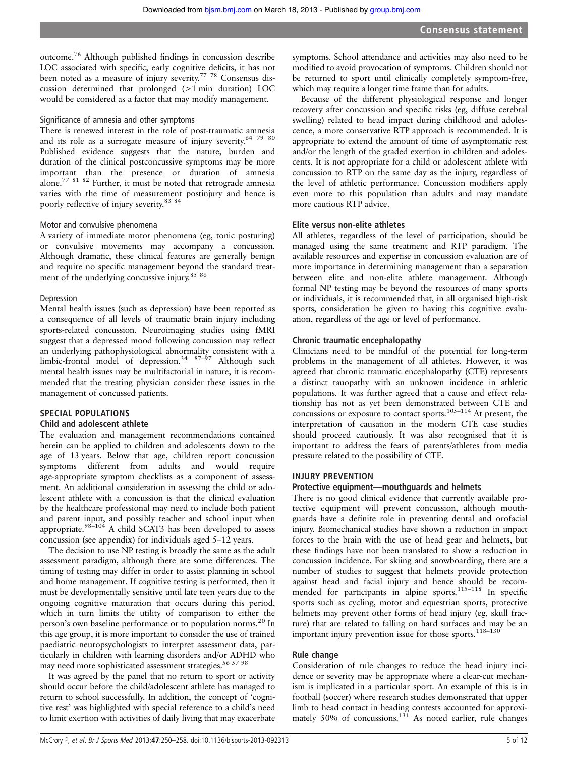outcome.[76] Although published findings in concussion describe LOC associated with specific, early cognitive deficits, it has not been noted as a measure of injury severity.[77 78] Consensus discussion determined that prolonged (>1 min duration) LOC would be considered as a factor that may modify management.

#### Significance of amnesia and other symptoms

There is renewed interest in the role of post-traumatic amnesia and its role as a surrogate measure of injury severity.[64 79 80] Published evidence suggests that the nature, burden and duration of the clinical postconcussive symptoms may be more important than the presence or duration of amnesia alone.[77 81 82] Further, it must be noted that retrograde amnesia varies with the time of measurement postinjury and hence is poorly reflective of injury severity.[83 84]

#### Motor and convulsive phenomena

A variety of immediate motor phenomena (eg, tonic posturing) or convulsive movements may accompany a concussion. Although dramatic, these clinical features are generally benign and require no specific management beyond the standard treatment of the underlying concussive injury.[85 86]

#### Depression

Mental health issues (such as depression) have been reported as a consequence of all levels of traumatic brain injury including sports-related concussion. Neuroimaging studies using fMRI suggest that a depressed mood following concussion may reflect an underlying pathophysiological abnormality consistent with a limbic-frontal model of depression.[34 87–97] Although such mental health issues may be multifactorial in nature, it is recommended that the treating physician consider these issues in the management of concussed patients.

## SPECIAL POPULATIONS

### Child and adolescent athlete

The evaluation and management recommendations contained herein can be applied to children and adolescents down to the age of 13 years. Below that age, children report concussion symptoms different from adults and would require age-appropriate symptom checklists as a component of assessment. An additional consideration in assessing the child or adolescent athlete with a concussion is that the clinical evaluation by the healthcare professional may need to include both patient and parent input, and possibly teacher and school input when appropriate.[98–104] A child SCAT3 has been developed to assess concussion (see appendix) for individuals aged 5–12 years.

The decision to use NP testing is broadly the same as the adult assessment paradigm, although there are some differences. The timing of testing may differ in order to assist planning in school and home management. If cognitive testing is performed, then it must be developmentally sensitive until late teen years due to the ongoing cognitive maturation that occurs during this period, which in turn limits the utility of comparison to either the person's own baseline performance or to population norms.[20] In this age group, it is more important to consider the use of trained paediatric neuropsychologists to interpret assessment data, particularly in children with learning disorders and/or ADHD who may need more sophisticated assessment strategies.[56 57 98]

It was agreed by the panel that no return to sport or activity should occur before the child/adolescent athlete has managed to return to school successfully. In addition, the concept of 'cognitive rest' was highlighted with special reference to a child's need to limit exertion with activities of daily living that may exacerbate symptoms. School attendance and activities may also need to be modified to avoid provocation of symptoms. Children should not be returned to sport until clinically completely symptom-free, which may require a longer time frame than for adults.

Because of the different physiological response and longer recovery after concussion and specific risks (eg, diffuse cerebral swelling) related to head impact during childhood and adolescence, a more conservative RTP approach is recommended. It is appropriate to extend the amount of time of asymptomatic rest and/or the length of the graded exertion in children and adolescents. It is not appropriate for a child or adolescent athlete with concussion to RTP on the same day as the injury, regardless of the level of athletic performance. Concussion modifiers apply even more to this population than adults and may mandate more cautious RTP advice.

### Elite versus non-elite athletes

All athletes, regardless of the level of participation, should be managed using the same treatment and RTP paradigm. The available resources and expertise in concussion evaluation are of more importance in determining management than a separation between elite and non-elite athlete management. Although formal NP testing may be beyond the resources of many sports or individuals, it is recommended that, in all organised high-risk sports, consideration be given to having this cognitive evaluation, regardless of the age or level of performance.

### Chronic traumatic encephalopathy

Clinicians need to be mindful of the potential for long-term problems in the management of all athletes. However, it was agreed that chronic traumatic encephalopathy (CTE) represents a distinct tauopathy with an unknown incidence in athletic populations. It was further agreed that a cause and effect relationship has not as yet been demonstrated between CTE and concussions or exposure to contact sports.[105–114] At present, the interpretation of causation in the modern CTE case studies should proceed cautiously. It was also recognised that it is important to address the fears of parents/athletes from media pressure related to the possibility of CTE.

## INJURY PREVENTION

### Protective equipment—mouthguards and helmets

There is no good clinical evidence that currently available protective equipment will prevent concussion, although mouthguards have a definite role in preventing dental and orofacial injury. Biomechanical studies have shown a reduction in impact forces to the brain with the use of head gear and helmets, but these findings have not been translated to show a reduction in concussion incidence. For skiing and snowboarding, there are a number of studies to suggest that helmets provide protection against head and facial injury and hence should be recommended for participants in alpine sports.[115–118] In specific sports such as cycling, motor and equestrian sports, protective helmets may prevent other forms of head injury (eg, skull fracture) that are related to falling on hard surfaces and may be an important injury prevention issue for those sports.[118–130]

### Rule change

Consideration of rule changes to reduce the head injury incidence or severity may be appropriate where a clear-cut mechanism is implicated in a particular sport. An example of this is in football (soccer) where research studies demonstrated that upper limb to head contact in heading contests accounted for approximately 50% of concussions.[131] As noted earlier, rule changes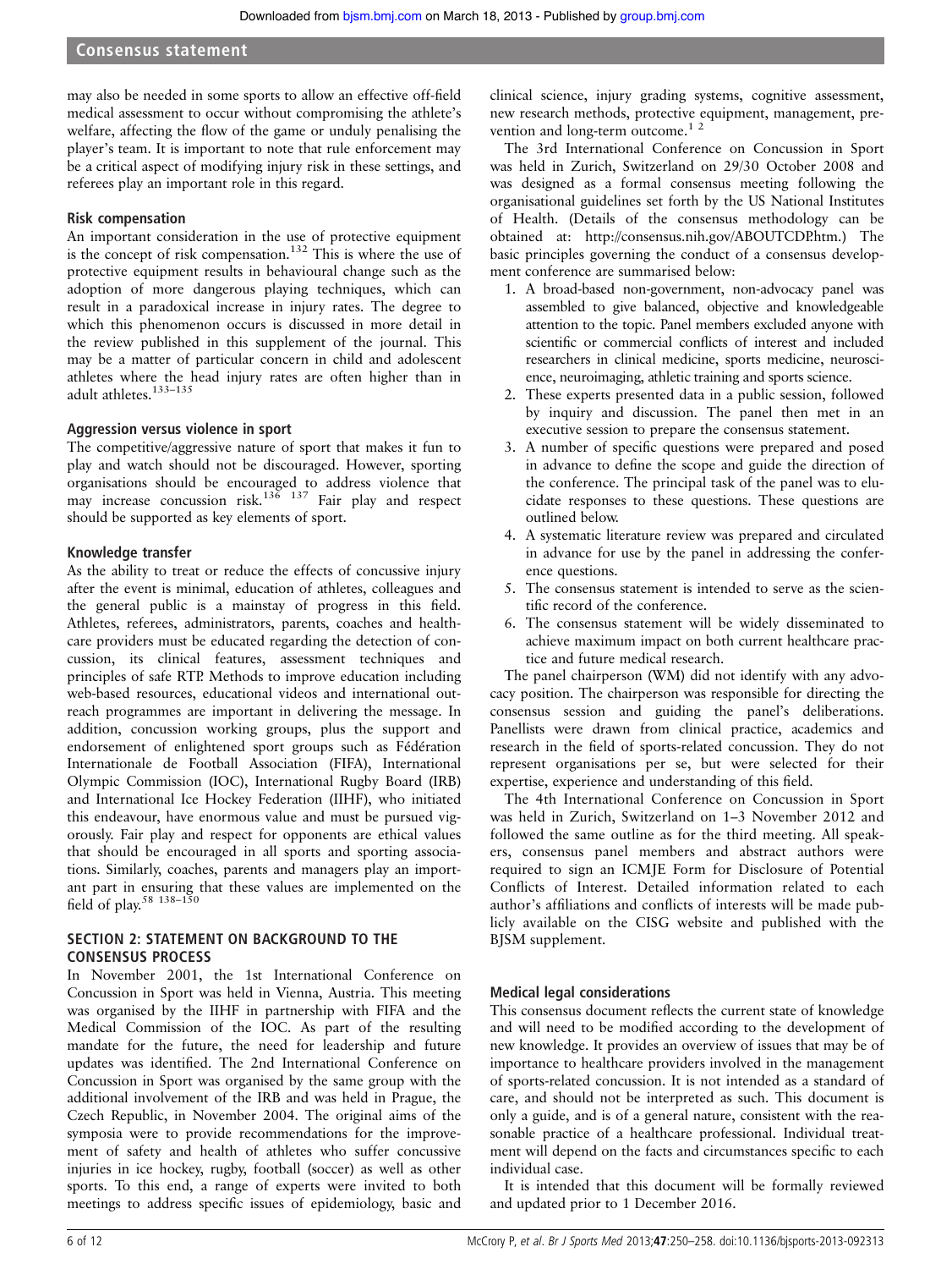may also be needed in some sports to allow an effective off-field medical assessment to occur without compromising the athlete's welfare, affecting the flow of the game or unduly penalising the player's team. It is important to note that rule enforcement may be a critical aspect of modifying injury risk in these settings, and referees play an important role in this regard.

### Risk compensation

An important consideration in the use of protective equipment is the concept of risk compensation.[132] This is where the use of protective equipment results in behavioural change such as the adoption of more dangerous playing techniques, which can result in a paradoxical increase in injury rates. The degree to which this phenomenon occurs is discussed in more detail in the review published in this supplement of the journal. This may be a matter of particular concern in child and adolescent athletes where the head injury rates are often higher than in adult athletes.[133–135]

### Aggression versus violence in sport

The competitive/aggressive nature of sport that makes it fun to play and watch should not be discouraged. However, sporting organisations should be encouraged to address violence that may increase concussion risk.[136 137] Fair play and respect should be supported as key elements of sport.

### Knowledge transfer

As the ability to treat or reduce the effects of concussive injury after the event is minimal, education of athletes, colleagues and the general public is a mainstay of progress in this field. Athletes, referees, administrators, parents, coaches and healthcare providers must be educated regarding the detection of concussion, its clinical features, assessment techniques and principles of safe RTP. Methods to improve education including web-based resources, educational videos and international outreach programmes are important in delivering the message. In addition, concussion working groups, plus the support and endorsement of enlightened sport groups such as Fédération Internationale de Football Association (FIFA), International Olympic Commission (IOC), International Rugby Board (IRB) and International Ice Hockey Federation (IIHF), who initiated this endeavour, have enormous value and must be pursued vigorously. Fair play and respect for opponents are ethical values that should be encouraged in all sports and sporting associations. Similarly, coaches, parents and managers play an important part in ensuring that these values are implemented on the field of play.[58 138–150]

## SECTION 2: STATEMENT ON BACKGROUND TO THE CONSENSUS PROCESS

In November 2001, the 1st International Conference on Concussion in Sport was held in Vienna, Austria. This meeting was organised by the IIHF in partnership with FIFA and the Medical Commission of the IOC. As part of the resulting mandate for the future, the need for leadership and future updates was identified. The 2nd International Conference on Concussion in Sport was organised by the same group with the additional involvement of the IRB and was held in Prague, the Czech Republic, in November 2004. The original aims of the symposia were to provide recommendations for the improvement of safety and health of athletes who suffer concussive injuries in ice hockey, rugby, football (soccer) as well as other sports. To this end, a range of experts were invited to both meetings to address specific issues of epidemiology, basic and clinical science, injury grading systems, cognitive assessment, new research methods, protective equipment, management, prevention and long-term outcome.[1 2]

The 3rd International Conference on Concussion in Sport was held in Zurich, Switzerland on 29/30 October 2008 and was designed as a formal consensus meeting following the organisational guidelines set forth by the US National Institutes of Health. (Details of the consensus methodology can be obtained at: http://consensus.nih.gov/ABOUTCDP.htm.) The basic principles governing the conduct of a consensus development conference are summarised below:

1. A broad-based non-government, non-advocacy panel was assembled to give balanced, objective and knowledgeable attention to the topic. Panel members excluded anyone with scientific or commercial conflicts of interest and included researchers in clinical medicine, sports medicine, neuroscience, neuroimaging, athletic training and sports science.
2. These experts presented data in a public session, followed by inquiry and discussion. The panel then met in an executive session to prepare the consensus statement.
3. A number of specific questions were prepared and posed in advance to define the scope and guide the direction of the conference. The principal task of the panel was to elucidate responses to these questions. These questions are outlined below.
4. A systematic literature review was prepared and circulated in advance for use by the panel in addressing the conference questions.
5. The consensus statement is intended to serve as the scientific record of the conference.
6. The consensus statement will be widely disseminated to achieve maximum impact on both current healthcare practice and future medical research.

The panel chairperson (WM) did not identify with any advocacy position. The chairperson was responsible for directing the consensus session and guiding the panel's deliberations. Panellists were drawn from clinical practice, academics and research in the field of sports-related concussion. They do not represent organisations per se, but were selected for their expertise, experience and understanding of this field.

The 4th International Conference on Concussion in Sport was held in Zurich, Switzerland on 1–3 November 2012 and followed the same outline as for the third meeting. All speakers, consensus panel members and abstract authors were required to sign an ICMJE Form for Disclosure of Potential Conflicts of Interest. Detailed information related to each author's affiliations and conflicts of interests will be made publicly available on the CISG website and published with the BJSM supplement.

### Medical legal considerations

This consensus document reflects the current state of knowledge and will need to be modified according to the development of new knowledge. It provides an overview of issues that may be of importance to healthcare providers involved in the management of sports-related concussion. It is not intended as a standard of care, and should not be interpreted as such. This document is only a guide, and is of a general nature, consistent with the reasonable practice of a healthcare professional. Individual treatment will depend on the facts and circumstances specific to each individual case.

It is intended that this document will be formally reviewed and updated prior to 1 December 2016.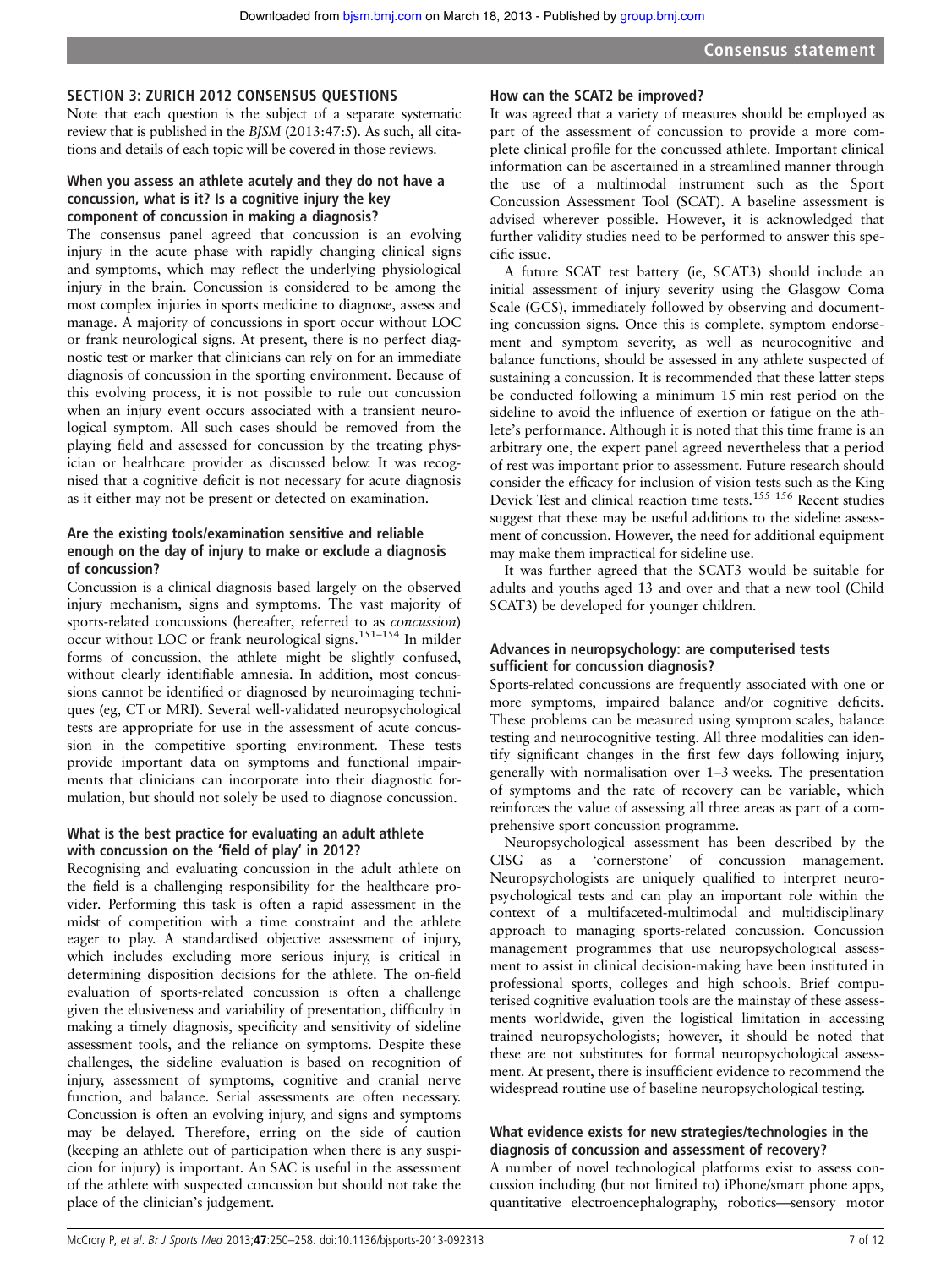## SECTION 3: ZURICH 2012 CONSENSUS QUESTIONS

Note that each question is the subject of a separate systematic review that is published in the *BJSM* (2013:47:5). As such, all citations and details of each topic will be covered in those reviews.

### When you assess an athlete acutely and they do not have a concussion, what is it? Is a cognitive injury the key component of concussion in making a diagnosis?

The consensus panel agreed that concussion is an evolving injury in the acute phase with rapidly changing clinical signs and symptoms, which may reflect the underlying physiological injury in the brain. Concussion is considered to be among the most complex injuries in sports medicine to diagnose, assess and manage. A majority of concussions in sport occur without LOC or frank neurological signs. At present, there is no perfect diagnostic test or marker that clinicians can rely on for an immediate diagnosis of concussion in the sporting environment. Because of this evolving process, it is not possible to rule out concussion when an injury event occurs associated with a transient neurological symptom. All such cases should be removed from the playing field and assessed for concussion by the treating physician or healthcare provider as discussed below. It was recognised that a cognitive deficit is not necessary for acute diagnosis as it either may not be present or detected on examination.

### Are the existing tools/examination sensitive and reliable enough on the day of injury to make or exclude a diagnosis of concussion?

Concussion is a clinical diagnosis based largely on the observed injury mechanism, signs and symptoms. The vast majority of sports-related concussions (hereafter, referred to as *concussion*) occur without LOC or frank neurological signs.[151–154] In milder forms of concussion, the athlete might be slightly confused, without clearly identifiable amnesia. In addition, most concussions cannot be identified or diagnosed by neuroimaging techniques (eg, CT or MRI). Several well-validated neuropsychological tests are appropriate for use in the assessment of acute concussion in the competitive sporting environment. These tests provide important data on symptoms and functional impairments that clinicians can incorporate into their diagnostic formulation, but should not solely be used to diagnose concussion.

### What is the best practice for evaluating an adult athlete with concussion on the 'field of play' in 2012?

Recognising and evaluating concussion in the adult athlete on the field is a challenging responsibility for the healthcare provider. Performing this task is often a rapid assessment in the midst of competition with a time constraint and the athlete eager to play. A standardised objective assessment of injury, which includes excluding more serious injury, is critical in determining disposition decisions for the athlete. The on-field evaluation of sports-related concussion is often a challenge given the elusiveness and variability of presentation, difficulty in making a timely diagnosis, specificity and sensitivity of sideline assessment tools, and the reliance on symptoms. Despite these challenges, the sideline evaluation is based on recognition of injury, assessment of symptoms, cognitive and cranial nerve function, and balance. Serial assessments are often necessary. Concussion is often an evolving injury, and signs and symptoms may be delayed. Therefore, erring on the side of caution (keeping an athlete out of participation when there is any suspicion for injury) is important. An SAC is useful in the assessment of the athlete with suspected concussion but should not take the place of the clinician's judgement.

### How can the SCAT2 be improved?

It was agreed that a variety of measures should be employed as part of the assessment of concussion to provide a more complete clinical profile for the concussed athlete. Important clinical information can be ascertained in a streamlined manner through the use of a multimodal instrument such as the Sport Concussion Assessment Tool (SCAT). A baseline assessment is advised wherever possible. However, it is acknowledged that further validity studies need to be performed to answer this specific issue.

A future SCAT test battery (ie, SCAT3) should include an initial assessment of injury severity using the Glasgow Coma Scale (GCS), immediately followed by observing and documenting concussion signs. Once this is complete, symptom endorsement and symptom severity, as well as neurocognitive and balance functions, should be assessed in any athlete suspected of sustaining a concussion. It is recommended that these latter steps be conducted following a minimum 15 min rest period on the sideline to avoid the influence of exertion or fatigue on the athlete's performance. Although it is noted that this time frame is an arbitrary one, the expert panel agreed nevertheless that a period of rest was important prior to assessment. Future research should consider the efficacy for inclusion of vision tests such as the King Devick Test and clinical reaction time tests.[155 156] Recent studies suggest that these may be useful additions to the sideline assessment of concussion. However, the need for additional equipment may make them impractical for sideline use.

It was further agreed that the SCAT3 would be suitable for adults and youths aged 13 and over and that a new tool (Child SCAT3) be developed for younger children.

### Advances in neuropsychology: are computerised tests sufficient for concussion diagnosis?

Sports-related concussions are frequently associated with one or more symptoms, impaired balance and/or cognitive deficits. These problems can be measured using symptom scales, balance testing and neurocognitive testing. All three modalities can identify significant changes in the first few days following injury, generally with normalisation over 1–3 weeks. The presentation of symptoms and the rate of recovery can be variable, which reinforces the value of assessing all three areas as part of a comprehensive sport concussion programme.

Neuropsychological assessment has been described by the CISG as a 'cornerstone' of concussion management. Neuropsychologists are uniquely qualified to interpret neuropsychological tests and can play an important role within the context of a multifaceted-multimodal and multidisciplinary approach to managing sports-related concussion. Concussion management programmes that use neuropsychological assessment to assist in clinical decision-making have been instituted in professional sports, colleges and high schools. Brief computerised cognitive evaluation tools are the mainstay of these assessments worldwide, given the logistical limitation in accessing trained neuropsychologists; however, it should be noted that these are not substitutes for formal neuropsychological assessment. At present, there is insufficient evidence to recommend the widespread routine use of baseline neuropsychological testing.

### What evidence exists for new strategies/technologies in the diagnosis of concussion and assessment of recovery?

A number of novel technological platforms exist to assess concussion including (but not limited to) iPhone/smart phone apps, quantitative electroencephalography, robotics—sensory motor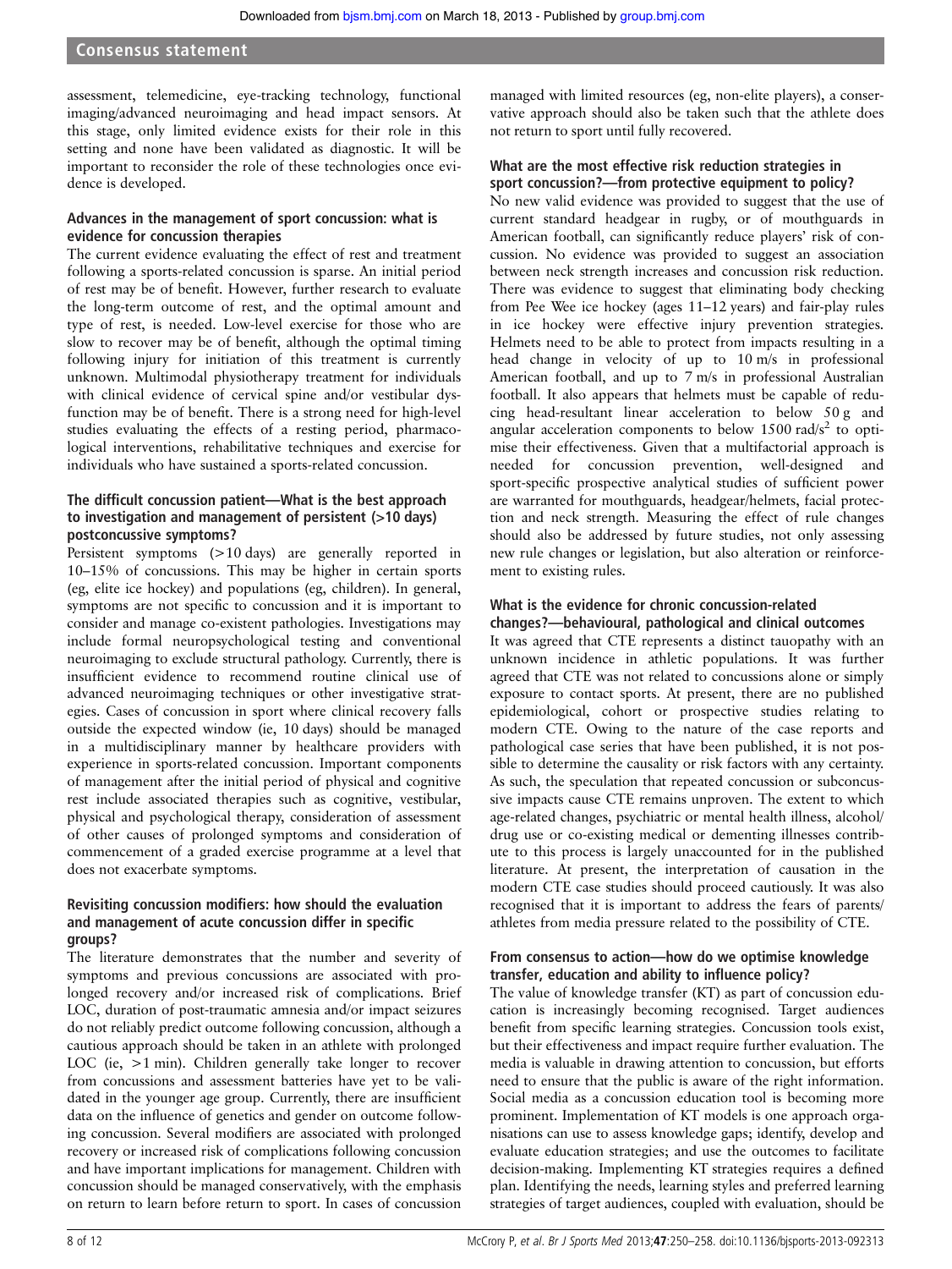assessment, telemedicine, eye-tracking technology, functional imaging/advanced neuroimaging and head impact sensors. At this stage, only limited evidence exists for their role in this setting and none have been validated as diagnostic. It will be important to reconsider the role of these technologies once evidence is developed.

### Advances in the management of sport concussion: what is evidence for concussion therapies

The current evidence evaluating the effect of rest and treatment following a sports-related concussion is sparse. An initial period of rest may be of benefit. However, further research to evaluate the long-term outcome of rest, and the optimal amount and type of rest, is needed. Low-level exercise for those who are slow to recover may be of benefit, although the optimal timing following injury for initiation of this treatment is currently unknown. Multimodal physiotherapy treatment for individuals with clinical evidence of cervical spine and/or vestibular dysfunction may be of benefit. There is a strong need for high-level studies evaluating the effects of a resting period, pharmacological interventions, rehabilitative techniques and exercise for individuals who have sustained a sports-related concussion.

### The difficult concussion patient—What is the best approach to investigation and management of persistent (>10 days) postconcussive symptoms?

Persistent symptoms (>10 days) are generally reported in 10–15% of concussions. This may be higher in certain sports (eg, elite ice hockey) and populations (eg, children). In general, symptoms are not specific to concussion and it is important to consider and manage co-existent pathologies. Investigations may include formal neuropsychological testing and conventional neuroimaging to exclude structural pathology. Currently, there is insufficient evidence to recommend routine clinical use of advanced neuroimaging techniques or other investigative strategies. Cases of concussion in sport where clinical recovery falls outside the expected window (ie, 10 days) should be managed in a multidisciplinary manner by healthcare providers with experience in sports-related concussion. Important components of management after the initial period of physical and cognitive rest include associated therapies such as cognitive, vestibular, physical and psychological therapy, consideration of assessment of other causes of prolonged symptoms and consideration of commencement of a graded exercise programme at a level that does not exacerbate symptoms.

### Revisiting concussion modifiers: how should the evaluation and management of acute concussion differ in specific groups?

The literature demonstrates that the number and severity of symptoms and previous concussions are associated with prolonged recovery and/or increased risk of complications. Brief LOC, duration of post-traumatic amnesia and/or impact seizures do not reliably predict outcome following concussion, although a cautious approach should be taken in an athlete with prolonged LOC (ie, >1 min). Children generally take longer to recover from concussions and assessment batteries have yet to be validated in the younger age group. Currently, there are insufficient data on the influence of genetics and gender on outcome following concussion. Several modifiers are associated with prolonged recovery or increased risk of complications following concussion and have important implications for management. Children with concussion should be managed conservatively, with the emphasis on return to learn before return to sport. In cases of concussion managed with limited resources (eg, non-elite players), a conservative approach should also be taken such that the athlete does not return to sport until fully recovered.

### What are the most effective risk reduction strategies in sport concussion?—from protective equipment to policy?

No new valid evidence was provided to suggest that the use of current standard headgear in rugby, or of mouthguards in American football, can significantly reduce players' risk of concussion. No evidence was provided to suggest an association between neck strength increases and concussion risk reduction. There was evidence to suggest that eliminating body checking from Pee Wee ice hockey (ages 11–12 years) and fair-play rules in ice hockey were effective injury prevention strategies. Helmets need to be able to protect from impacts resulting in a head change in velocity of up to 10 m/s in professional American football, and up to 7 m/s in professional Australian football. It also appears that helmets must be capable of reducing head-resultant linear acceleration to below 50 g and angular acceleration components to below 1500 rad/s$^2$ to optimise their effectiveness. Given that a multifactorial approach is needed for concussion prevention, well-designed and sport-specific prospective analytical studies of sufficient power are warranted for mouthguards, headgear/helmets, facial protection and neck strength. Measuring the effect of rule changes should also be addressed by future studies, not only assessing new rule changes or legislation, but also alteration or reinforcement to existing rules.

### What is the evidence for chronic concussion-related changes?—behavioural, pathological and clinical outcomes

It was agreed that CTE represents a distinct tauopathy with an unknown incidence in athletic populations. It was further agreed that CTE was not related to concussions alone or simply exposure to contact sports. At present, there are no published epidemiological, cohort or prospective studies relating to modern CTE. Owing to the nature of the case reports and pathological case series that have been published, it is not possible to determine the causality or risk factors with any certainty. As such, the speculation that repeated concussion or subconcussive impacts cause CTE remains unproven. The extent to which age-related changes, psychiatric or mental health illness, alcohol/drug use or co-existing medical or dementing illnesses contribute to this process is largely unaccounted for in the published literature. At present, the interpretation of causation in the modern CTE case studies should proceed cautiously. It was also recognised that it is important to address the fears of parents/athletes from media pressure related to the possibility of CTE.

### From consensus to action—how do we optimise knowledge transfer, education and ability to influence policy?

The value of knowledge transfer (KT) as part of concussion education is increasingly becoming recognised. Target audiences benefit from specific learning strategies. Concussion tools exist, but their effectiveness and impact require further evaluation. The media is valuable in drawing attention to concussion, but efforts need to ensure that the public is aware of the right information. Social media as a concussion education tool is becoming more prominent. Implementation of KT models is one approach organisations can use to assess knowledge gaps; identify, develop and evaluate education strategies; and use the outcomes to facilitate decision-making. Implementing KT strategies requires a defined plan. Identifying the needs, learning styles and preferred learning strategies of target audiences, coupled with evaluation, should be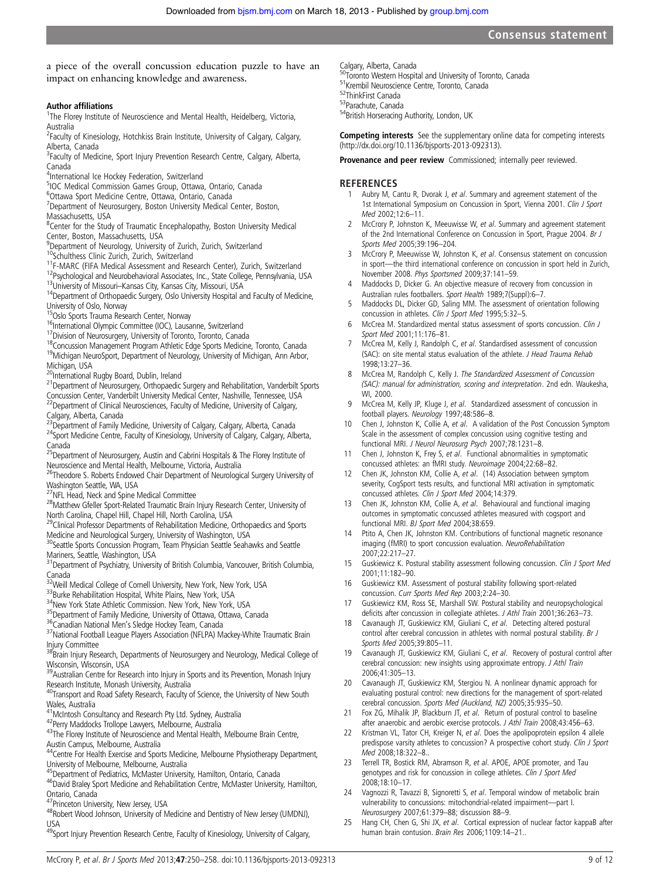a piece of the overall concussion education puzzle to have an impact on enhancing knowledge and awareness.

#### Author affiliations

[1]The Florey Institute of Neuroscience and Mental Health, Heidelberg, Victoria, Australia
[2]Faculty of Kinesiology, Hotchkiss Brain Institute, University of Calgary, Calgary, Alberta, Canada
[3]Faculty of Medicine, Sport Injury Prevention Research Centre, Calgary, Alberta, Canada
[4]International Ice Hockey Federation, Switzerland
[5]IOC Medical Commission Games Group, Ottawa, Ontario, Canada
[6]Ottawa Sport Medicine Centre, Ottawa, Ontario, Canada
[7]Department of Neurosurgery, Boston University Medical Center, Boston, Massachusetts, USA
[8]Center for the Study of Traumatic Encephalopathy, Boston University Medical Center, Boston, Massachusetts, USA
[9]Department of Neurology, University of Zurich, Zurich, Switzerland
[10]Schulthess Clinic Zurich, Zurich, Switzerland
[11]F-MARC (FIFA Medical Assessment and Research Center), Zurich, Switzerland
[12]Psychological and Neurobehavioral Associates, Inc., State College, Pennsylvania, USA
[13]University of Missouri–Kansas City, Kansas City, Missouri, USA
[14]Department of Orthopaedic Surgery, Oslo University Hospital and Faculty of Medicine, University of Oslo, Norway
[15]Oslo Sports Trauma Research Center, Norway
[16]International Olympic Committee (IOC), Lausanne, Switzerland
[17]Division of Neurosurgery, University of Toronto, Toronto, Canada
[18]Concussion Management Program Athletic Edge Sports Medicine, Toronto, Canada
[19]Michigan NeuroSport, Department of Neurology, University of Michigan, Ann Arbor, Michigan, USA
[20]International Rugby Board, Dublin, Ireland
[21]Department of Neurosurgery, Orthopaedic Surgery and Rehabilitation, Vanderbilt Sports Concussion Center, Vanderbilt University Medical Center, Nashville, Tennessee, USA
[22]Department of Clinical Neurosciences, Faculty of Medicine, University of Calgary, Calgary, Alberta, Canada
[23]Department of Family Medicine, University of Calgary, Calgary, Alberta, Canada
[24]Sport Medicine Centre, Faculty of Kinesiology, University of Calgary, Calgary, Alberta, Canada
[25]Department of Neurosurgery, Austin and Cabrini Hospitals & The Florey Institute of Neuroscience and Mental Health, Melbourne, Victoria, Australia
[26]Theodore S. Roberts Endowed Chair Department of Neurological Surgery University of Washington Seattle, WA, USA
[27]NFL Head, Neck and Spine Medical Committee
[28]Matthew Gfeller Sport-Related Traumatic Brain Injury Research Center, University of North Carolina, Chapel Hill, Chapel Hill, North Carolina, USA
[29]Clinical Professor Departments of Rehabilitation Medicine, Orthopaedics and Sports Medicine and Neurological Surgery, University of Washington, USA
[30]Seattle Sports Concussion Program, Team Physician Seattle Seahawks and Seattle Mariners, Seattle, Washington, USA
[31]Department of Psychiatry, University of British Columbia, Vancouver, British Columbia, Canada
[32]Weill Medical College of Cornell University, New York, New York, USA
[33]Burke Rehabilitation Hospital, White Plains, New York, USA
[34]New York State Athletic Commission. New York, New York, USA
[35]Department of Family Medicine, University of Ottawa, Ottawa, Canada
[36]Canadian National Men's Sledge Hockey Team, Canada
[37]National Football League Players Association (NFLPA) Mackey-White Traumatic Brain Injury Committee
[38]Brain Injury Research, Departments of Neurosurgery and Neurology, Medical College of Wisconsin, Wisconsin, USA
[39]Australian Centre for Research into Injury in Sports and its Prevention, Monash Injury Research Institute, Monash University, Australia
[40]Transport and Road Safety Research, Faculty of Science, the University of New South Wales, Australia
[41]McIntosh Consultancy and Research Pty Ltd. Sydney, Australia
[42]Perry Maddocks Trollope Lawyers, Melbourne, Australia
[43]The Florey Institute of Neuroscience and Mental Health, Melbourne Brain Centre, Austin Campus, Melbourne, Australia
[44]Centre For Health Exercise and Sports Medicine, Melbourne Physiotherapy Department, University of Melbourne, Melbourne, Australia
[45]Department of Pediatrics, McMaster University, Hamilton, Ontario, Canada
[46]David Braley Sport Medicine and Rehabilitation Centre, McMaster University, Hamilton, Ontario, Canada
[47]Princeton University, New Jersey, USA
[48]Robert Wood Johnson, University of Medicine and Dentistry of New Jersey (UMDNJ), USA
[49]Sport Injury Prevention Research Centre, Faculty of Kinesiology, University of Calgary, Calgary, Alberta, Canada
[50]Toronto Western Hospital and University of Toronto, Canada
[51]Krembil Neuroscience Centre, Toronto, Canada
[52]ThinkFirst Canada
[53]Parachute, Canada
[54]British Horseracing Authority, London, UK

**Competing interests** See the supplementary online data for competing interests (http://dx.doi.org/10.1136/bjsports-2013-092313).

**Provenance and peer review** Commissioned; internally peer reviewed.

## REFERENCES

1. Aubry M, Cantu R, Dvorak J, *et al*. Summary and agreement statement of the 1st International Symposium on Concussion in Sport, Vienna 2001. *Clin J Sport Med* 2002;12:6–11.
2. McCrory P, Johnston K, Meeuwisse W, *et al*. Summary and agreement statement of the 2nd International Conference on Concussion in Sport, Prague 2004. *Br J Sports Med* 2005;39:196–204.
3. McCrory P, Meeuwisse W, Johnston K, *et al*. Consensus statement on concussion in sport—the third international conference on concussion in sport held in Zurich, November 2008. *Phys Sportsmed* 2009;37:141–59.
4. Maddocks D, Dicker G. An objective measure of recovery from concussion in Australian rules footballers. *Sport Health* 1989;7(Suppl):6–7.
5. Maddocks DL, Dicker GD, Saling MM. The assessment of orientation following concussion in athletes. *Clin J Sport Med* 1995;5:32–5.
6. McCrea M. Standardized mental status assessment of sports concussion. *Clin J Sport Med* 2001;11:176–81.
7. McCrea M, Kelly J, Randolph C, *et al*. Standardised assessment of concussion (SAC): on site mental status evaluation of the athlete. *J Head Trauma Rehab* 1998;13:27–36.
8. McCrea M, Randolph C, Kelly J. *The Standardized Assessment of Concussion (SAC): manual for administration, scoring and interpretation*. 2nd edn. Waukesha, WI, 2000.
9. McCrea M, Kelly JP, Kluge J, *et al*. Standardized assessment of concussion in football players. *Neurology* 1997;48:586–8.
10. Chen J, Johnston K, Collie A, *et al*. A validation of the Post Concussion Symptom Scale in the assessment of complex concussion using cognitive testing and functional MRI. *J Neurol Neurosurg Psych* 2007;78:1231–8.
11. Chen J, Johnston K, Frey S, *et al*. Functional abnormalities in symptomatic concussed athletes: an fMRI study. *Neuroimage* 2004;22:68–82.
12. Chen JK, Johnston KM, Collie A, *et al*. (14) Association between symptom severity, CogSport tests results, and functional MRI activation in symptomatic concussed athletes. *Clin J Sport Med* 2004;14:379.
13. Chen JK, Johnston KM, Collie A, *et al*. Behavioural and functional imaging outcomes in symptomatic concussed athletes measured with cogsport and functional MRI. *BJ Sport Med* 2004;38:659.
14. Ptito A, Chen JK, Johnston KM. Contributions of functional magnetic resonance imaging (fMRI) to sport concussion evaluation. *NeuroRehabilitation* 2007;22:217–27.
15. Guskiewicz K. Postural stability assessment following concussion. *Clin J Sport Med* 2001;11:182–90.
16. Guskiewicz KM. Assessment of postural stability following sport-related concussion. *Curr Sports Med Rep* 2003;2:24–30.
17. Guskiewicz KM, Ross SE, Marshall SW. Postural stability and neuropsychological deficits after concussion in collegiate athletes. *J Athl Train* 2001;36:263–73.
18. Cavanaugh JT, Guskiewicz KM, Giuliani C, *et al*. Detecting altered postural control after cerebral concussion in athletes with normal postural stability. *Br J Sports Med* 2005;39:805–11.
19. Cavanaugh JT, Guskiewicz KM, Giuliani C, *et al*. Recovery of postural control after cerebral concussion: new insights using approximate entropy. *J Athl Train* 2006;41:305–13.
20. Cavanaugh JT, Guskiewicz KM, Stergiou N. A nonlinear dynamic approach for evaluating postural control: new directions for the management of sport-related cerebral concussion. *Sports Med (Auckland, NZ)* 2005;35:935–50.
21. Fox ZG, Mihalik JP, Blackburn JT, *et al*. Return of postural control to baseline after anaerobic and aerobic exercise protocols. *J Athl Train* 2008;43:456–63.
22. Kristman VL, Tator CH, Kreiger N, *et al*. Does the apolipoprotein epsilon 4 allele predispose varsity athletes to concussion? A prospective cohort study. *Clin J Sport Med* 2008;18:322–8..
23. Terrell TR, Bostick RM, Abramson R, *et al*. APOE, APOE promoter, and Tau genotypes and risk for concussion in college athletes. *Clin J Sport Med* 2008;18:10–17.
24. Vagnozzi R, Tavazzi B, Signoretti S, *et al*. Temporal window of metabolic brain vulnerability to concussions: mitochondrial-related impairment—part I. *Neurosurgery* 2007;61:379–88; discussion 88–9.
25. Hang CH, Chen G, Shi JX, *et al*. Cortical expression of nuclear factor kappaB after human brain contusion. *Brain Res* 2006;1109:14–21..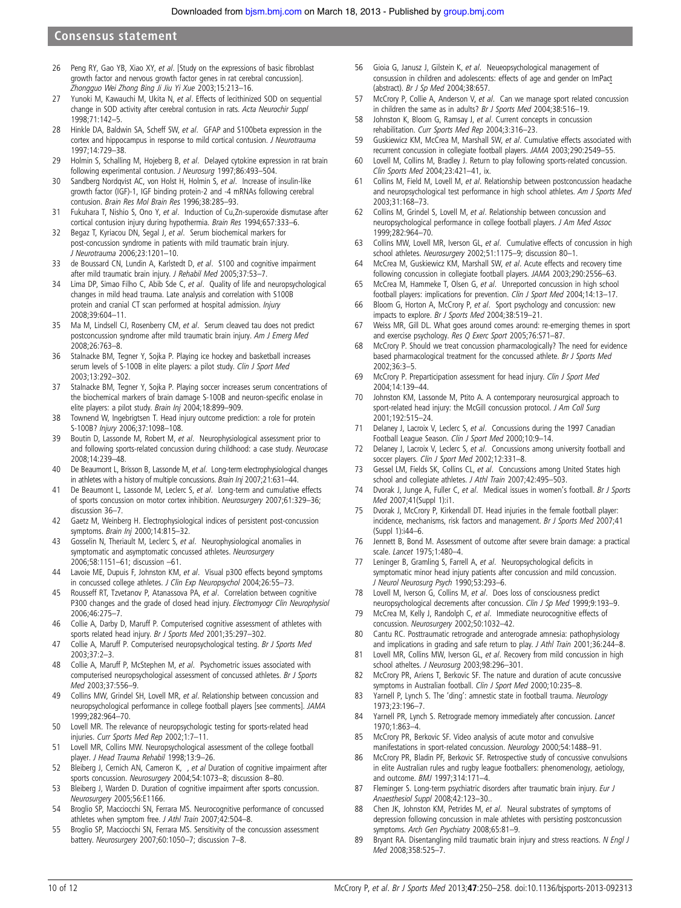26 Peng RY, Gao YB, Xiao XY, *et al*. [Study on the expressions of basic fibroblast growth factor and nervous growth factor genes in rat cerebral concussion]. *Zhongguo Wei Zhong Bing Ji Jiu Yi Xue* 2003;15:213–16.
27 Yunoki M, Kawauchi M, Ukita N, *et al*. Effects of lecithinized SOD on sequential change in SOD activity after cerebral contusion in rats. *Acta Neurochir Suppl* 1998;71:142–5.
28 Hinkle DA, Baldwin SA, Scheff SW, *et al*. GFAP and S100beta expression in the cortex and hippocampus in response to mild cortical contusion. *J Neurotrauma* 1997;14:729–38.
29 Holmin S, Schalling M, Hojeberg B, *et al*. Delayed cytokine expression in rat brain following experimental contusion. *J Neurosurg* 1997;86:493–504.
30 Sandberg Nordqvist AC, von Holst H, Holmin S, *et al*. Increase of insulin-like growth factor (IGF)-1, IGF binding protein-2 and -4 mRNAs following cerebral contusion. *Brain Res Mol Brain Res* 1996;38:285–93.
31 Fukuhara T, Nishio S, Ono Y, *et al*. Induction of Cu,Zn-superoxide dismutase after cortical contusion injury during hypothermia. *Brain Res* 1994;657:333–6.
32 Begaz T, Kyriacou DN, Segal J, *et al*. Serum biochemical markers for post-concussion syndrome in patients with mild traumatic brain injury. *J Neurotrauma* 2006;23:1201–10.
33 de Boussard CN, Lundin A, Karlstedt D, *et al*. S100 and cognitive impairment after mild traumatic brain injury. *J Rehabil Med* 2005;37:53–7.
34 Lima DP, Simao Filho C, Abib Sde C, *et al*. Quality of life and neuropsychological changes in mild head trauma. Late analysis and correlation with S100B protein and cranial CT scan performed at hospital admission. *Injury* 2008;39:604–11.
35 Ma M, Lindsell CJ, Rosenberry CM, *et al*. Serum cleaved tau does not predict postconcussion syndrome after mild traumatic brain injury. *Am J Emerg Med* 2008;26:763–8.
36 Stalnacke BM, Tegner Y, Sojka P. Playing ice hockey and basketball increases serum levels of S-100B in elite players: a pilot study. *Clin J Sport Med* 2003;13:292–302.
37 Stalnacke BM, Tegner Y, Sojka P. Playing soccer increases serum concentrations of the biochemical markers of brain damage S-100B and neuron-specific enolase in elite players: a pilot study. *Brain Inj* 2004;18:899–909.
38 Townend W, Ingebrigtsen T. Head injury outcome prediction: a role for protein S-100B? *Injury* 2006;37:1098–108.
39 Boutin D, Lassonde M, Robert M, *et al*. Neurophysiological assessment prior to and following sports-related concussion during childhood: a case study. *Neurocase* 2008;14:239–48.
40 De Beaumont L, Brisson B, Lassonde M, *et al*. Long-term electrophysiological changes in athletes with a history of multiple concussions. *Brain Inj* 2007;21:631–44.
41 De Beaumont L, Lassonde M, Leclerc S, *et al*. Long-term and cumulative effects of sports concussion on motor cortex inhibition. *Neurosurgery* 2007;61:329–36; discussion 36–7.
42 Gaetz M, Weinberg H. Electrophysiological indices of persistent post-concussion symptoms. *Brain Inj* 2000;14:815–32.
43 Gosselin N, Theriault M, Leclerc S, *et al*. Neurophysiological anomalies in symptomatic and asymptomatic concussed athletes. *Neurosurgery* 2006;58:1151–61; discussion –61.
44 Lavoie ME, Dupuis F, Johnston KM, *et al*. Visual p300 effects beyond symptoms in concussed college athletes. *J Clin Exp Neuropsychol* 2004;26:55–73.
45 Rousseff RT, Tzvetanov P, Atanassova PA, *et al*. Correlation between cognitive P300 changes and the grade of closed head injury. *Electromyogr Clin Neurophysiol* 2006;46:275–7.
46 Collie A, Darby D, Maruff P. Computerised cognitive assessment of athletes with sports related head injury. *Br J Sports Med* 2001;35:297–302.
47 Collie A, Maruff P. Computerised neuropsychological testing. *Br J Sports Med* 2003;37:2–3.
48 Collie A, Maruff P, McStephen M, *et al*. Psychometric issues associated with computerised neuropsychological assessment of concussed athletes. *Br J Sports Med* 2003;37:556–9.
49 Collins MW, Grindel SH, Lovell MR, *et al*. Relationship between concussion and neuropsychological performance in college football players [see comments]. *JAMA* 1999;282:964–70.
50 Lovell MR. The relevance of neuropsychologic testing for sports-related head injuries. *Curr Sports Med Rep* 2002;1:7–11.
51 Lovell MR, Collins MW. Neuropsychological assessment of the college football player. *J Head Trauma Rehabil* 1998;13:9–26.
52 Bleiberg J, Cernich AN, Cameron K, , *et al* Duration of cognitive impairment after sports concussion. *Neurosurgery* 2004;54:1073–8; discussion 8–80.
53 Bleiberg J, Warden D. Duration of cognitive impairment after sports concussion. *Neurosurgery* 2005;56:E1166.
54 Broglio SP, Macciocchi SN, Ferrara MS. Neurocognitive performance of concussed athletes when symptom free. *J Athl Train* 2007;42:504–8.
55 Broglio SP, Macciocchi SN, Ferrara MS. Sensitivity of the concussion assessment battery. *Neurosurgery* 2007;60:1050–7; discussion 7–8.
56 Gioia G, Janusz J, Gilstein K, *et al*. Neueopsychological management of consussion in children and adolescents: effects of age and gender on ImPact (abstract). *Br J Sp Med* 2004;38:657.
57 McCrory P, Collie A, Anderson V, *et al*. Can we manage sport related concussion in children the same as in adults? *Br J Sports Med* 2004;38:516–19.
58 Johnston K, Bloom G, Ramsay J, *et al*. Current concepts in concussion rehabilitation. *Curr Sports Med Rep* 2004;3:316–23.
59 Guskiewicz KM, McCrea M, Marshall SW, *et al*. Cumulative effects associated with recurrent concussion in collegiate football players. *JAMA* 2003;290:2549–55.
60 Lovell M, Collins M, Bradley J. Return to play following sports-related concussion. *Clin Sports Med* 2004;23:421–41, ix.
61 Collins M, Field M, Lovell M, *et al*. Relationship between postconcussion headache and neuropsychological test performance in high school athletes. *Am J Sports Med* 2003;31:168–73.
62 Collins M, Grindel S, Lovell M, *et al*. Relationship between concussion and neuropsychological performance in college football players. *J Am Med Assoc* 1999;282:964–70.
63 Collins MW, Lovell MR, Iverson GL, *et al*. Cumulative effects of concussion in high school athletes. *Neurosurgery* 2002;51:1175–9; discussion 80–1.
64 McCrea M, Guskiewicz KM, Marshall SW, *et al*. Acute effects and recovery time following concussion in collegiate football players. *JAMA* 2003;290:2556–63.
65 McCrea M, Hammeke T, Olsen G, *et al*. Unreported concussion in high school football players: implications for prevention. *Clin J Sport Med* 2004;14:13–17.
66 Bloom G, Horton A, McCrory P, *et al*. Sport psychology and concussion: new impacts to explore. *Br J Sports Med* 2004;38:519–21.
67 Weiss MR, Gill DL. What goes around comes around: re-emerging themes in sport and exercise psychology. *Res Q Exerc Sport* 2005;76:S71–87.
68 McCrory P. Should we treat concussion pharmacologically? The need for evidence based pharmacological treatment for the concussed athlete. *Br J Sports Med* 2002;36:3–5.
69 McCrory P. Preparticipation assessment for head injury. *Clin J Sport Med* 2004;14:139–44.
70 Johnston KM, Lassonde M, Ptito A. A contemporary neurosurgical approach to sport-related head injury: the McGill concussion protocol. *J Am Coll Surg* 2001;192:515–24.
71 Delaney J, Lacroix V, Leclerc S, *et al*. Concussions during the 1997 Canadian Football League Season. *Clin J Sport Med* 2000;10:9–14.
72 Delaney J, Lacroix V, Leclerc S, *et al*. Concussions among university football and soccer players. *Clin J Sport Med* 2002;12:331–8.
73 Gessel LM, Fields SK, Collins CL, *et al*. Concussions among United States high school and collegiate athletes. *J Athl Train* 2007;42:495–503.
74 Dvorak J, Junge A, Fuller C, *et al*. Medical issues in women's football. *Br J Sports Med* 2007;41(Suppl 1):i1.
75 Dvorak J, McCrory P, Kirkendall DT. Head injuries in the female football player: incidence, mechanisms, risk factors and management. *Br J Sports Med* 2007;41 (Suppl 1):i44–6.
76 Jennett B, Bond M. Assessment of outcome after severe brain damage: a practical scale. *Lancet* 1975;1:480–4.
77 Leninger B, Gramling S, Farrell A, *et al*. Neuropsychological deficits in symptomatic minor head injury patients after concussion and mild concussion. *J Neurol Neurosurg Psych* 1990;53:293–6.
78 Lovell M, Iverson G, Collins M, *et al*. Does loss of consciousness predict neuropsychological decrements after concussion. *Clin J Sp Med* 1999;9:193–9.
79 McCrea M, Kelly J, Randolph C, *et al*. Immediate neurocognitive effects of concussion. *Neurosurgery* 2002;50:1032–42.
80 Cantu RC. Posttraumatic retrograde and anterograde amnesia: pathophysiology and implications in grading and safe return to play. *J Athl Train* 2001;36:244–8.
81 Lovell MR, Collins MW, Iverson GL, *et al*. Recovery from mild concussion in high school atheltes. *J Neurosurg* 2003;98:296–301.
82 McCrory PR, Ariens T, Berkovic SF. The nature and duration of acute concussive symptoms in Australian football. *Clin J Sport Med* 2000;10:235–8.
83 Yarnell P, Lynch S. The 'ding': amnestic state in football trauma. *Neurology* 1973;23:196–7.
84 Yarnell PR, Lynch S. Retrograde memory immediately after concussion. *Lancet* 1970;1:863–4.
85 McCrory PR, Berkovic SF. Video analysis of acute motor and convulsive manifestations in sport-related concussion. *Neurology* 2000;54:1488–91.
86 McCrory PR, Bladin PF, Berkovic SF. Retrospective study of concussive convulsions in elite Australian rules and rugby league footballers: phenomenology, aetiology, and outcome. *BMJ* 1997;314:171–4.
87 Fleminger S. Long-term psychiatric disorders after traumatic brain injury. *Eur J Anaesthesiol Suppl* 2008;42:123–30..
88 Chen JK, Johnston KM, Petrides M, *et al*. Neural substrates of symptoms of depression following concussion in male athletes with persisting postconcussion symptoms. *Arch Gen Psychiatry* 2008;65:81–9.
89 Bryant RA. Disentangling mild traumatic brain injury and stress reactions. *N Engl J Med* 2008;358:525–7.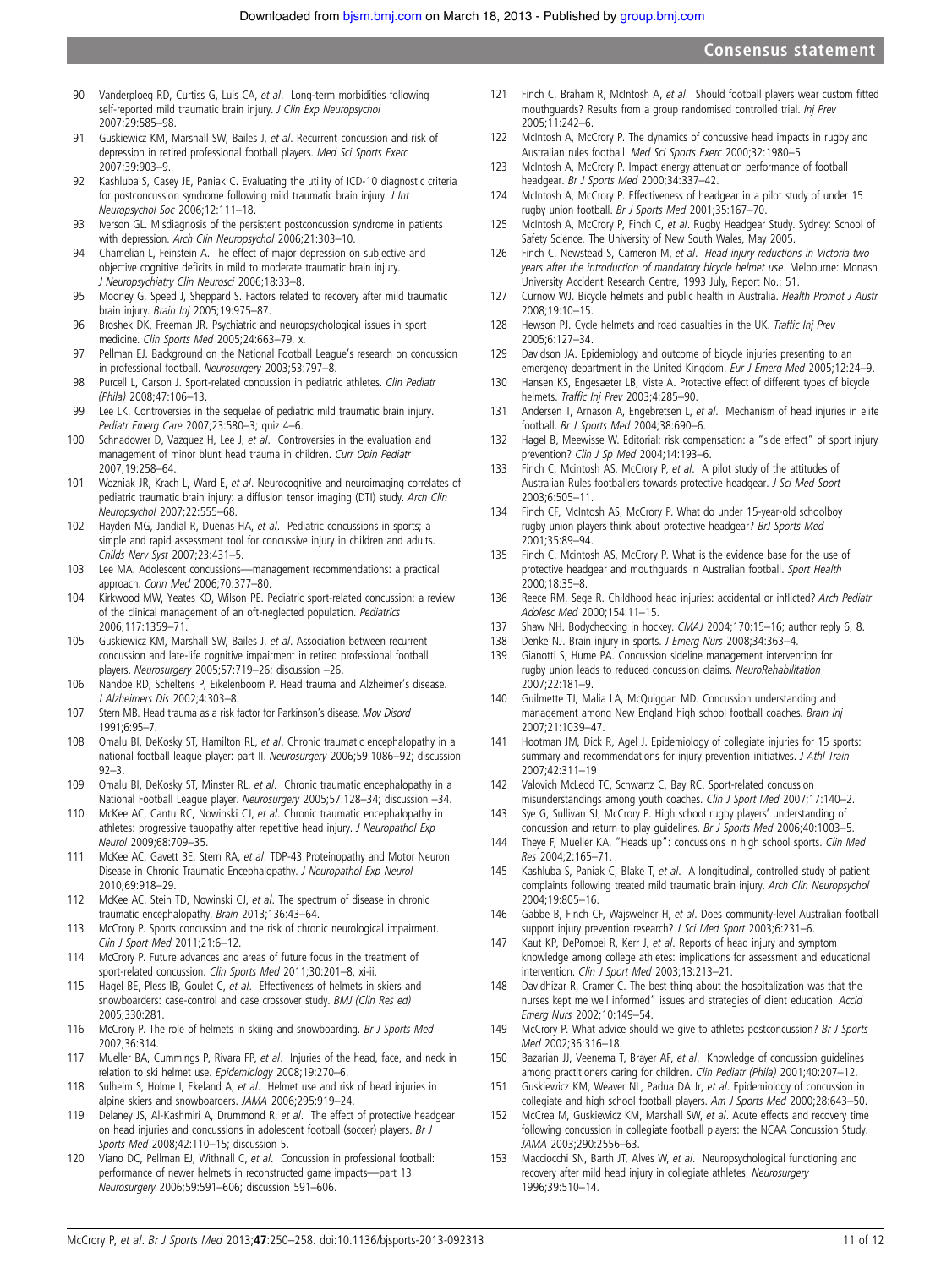90 Vanderploeg RD, Curtiss G, Luis CA, *et al*. Long-term morbidities following self-reported mild traumatic brain injury. *J Clin Exp Neuropsychol* 2007;29:585–98.

91 Guskiewicz KM, Marshall SW, Bailes J, *et al*. Recurrent concussion and risk of depression in retired professional football players. *Med Sci Sports Exerc* 2007;39:903–9.

92 Kashluba S, Casey JE, Paniak C. Evaluating the utility of ICD-10 diagnostic criteria for postconcussion syndrome following mild traumatic brain injury. *J Int Neuropsychol Soc* 2006;12:111–18.

93 Iverson GL. Misdiagnosis of the persistent postconcussion syndrome in patients with depression. *Arch Clin Neuropsychol* 2006;21:303–10.

94 Chamelian L, Feinstein A. The effect of major depression on subjective and objective cognitive deficits in mild to moderate traumatic brain injury. *J Neuropsychiatry Clin Neurosci* 2006;18:33–8.

95 Mooney G, Speed J, Sheppard S. Factors related to recovery after mild traumatic brain injury. *Brain Inj* 2005;19:975–87.

96 Broshek DK, Freeman JR. Psychiatric and neuropsychological issues in sport medicine. *Clin Sports Med* 2005;24:663–79, x.

97 Pellman EJ. Background on the National Football League's research on concussion in professional football. *Neurosurgery* 2003;53:797–8.

98 Purcell L, Carson J. Sport-related concussion in pediatric athletes. *Clin Pediatr (Phila)* 2008;47:106–13.

99 Lee LK. Controversies in the sequelae of pediatric mild traumatic brain injury. *Pediatr Emerg Care* 2007;23:580–3; quiz 4–6.

100 Schnadower D, Vazquez H, Lee J, *et al*. Controversies in the evaluation and management of minor blunt head trauma in children. *Curr Opin Pediatr* 2007;19:258–64..

101 Wozniak JR, Krach L, Ward E, *et al*. Neurocognitive and neuroimaging correlates of pediatric traumatic brain injury: a diffusion tensor imaging (DTI) study. *Arch Clin Neuropsychol* 2007;22:555–68.

102 Hayden MG, Jandial R, Duenas HA, *et al*. Pediatric concussions in sports; a simple and rapid assessment tool for concussive injury in children and adults. *Childs Nerv Syst* 2007;23:431–5.

103 Lee MA. Adolescent concussions—management recommendations: a practical approach. *Conn Med* 2006;70:377–80.

104 Kirkwood MW, Yeates KO, Wilson PE. Pediatric sport-related concussion: a review of the clinical management of an oft-neglected population. *Pediatrics* 2006;117:1359–71.

105 Guskiewicz KM, Marshall SW, Bailes J, *et al*. Association between recurrent concussion and late-life cognitive impairment in retired professional football players. *Neurosurgery* 2005;57:719–26; discussion –26.

106 Nandoe RD, Scheltens P, Eikelenboom P. Head trauma and Alzheimer's disease. *J Alzheimers Dis* 2002;4:303–8.

107 Stern MB. Head trauma as a risk factor for Parkinson's disease. *Mov Disord* 1991;6:95–7.

108 Omalu BI, DeKosky ST, Hamilton RL, *et al*. Chronic traumatic encephalopathy in a national football league player: part II. *Neurosurgery* 2006;59:1086–92; discussion 92–3.

109 Omalu BI, DeKosky ST, Minster RL, *et al*. Chronic traumatic encephalopathy in a National Football League player. *Neurosurgery* 2005;57:128–34; discussion –34.

110 McKee AC, Cantu RC, Nowinski CJ, *et al*. Chronic traumatic encephalopathy in athletes: progressive tauopathy after repetitive head injury. *J Neuropathol Exp Neurol* 2009;68:709–35.

111 McKee AC, Gavett BE, Stern RA, *et al*. TDP-43 Proteinopathy and Motor Neuron Disease in Chronic Traumatic Encephalopathy. *J Neuropathol Exp Neurol* 2010;69:918–29.

112 McKee AC, Stein TD, Nowinski CJ, *et al*. The spectrum of disease in chronic traumatic encephalopathy. *Brain* 2013;136:43–64.

113 McCrory P. Sports concussion and the risk of chronic neurological impairment. *Clin J Sport Med* 2011;21:6–12.

114 McCrory P. Future advances and areas of future focus in the treatment of sport-related concussion. *Clin Sports Med* 2011;30:201–8, xi-ii.

115 Hagel BE, Pless IB, Goulet C, *et al*. Effectiveness of helmets in skiers and snowboarders: case-control and case crossover study. *BMJ (Clin Res ed)* 2005;330:281.

116 McCrory P. The role of helmets in skiing and snowboarding. *Br J Sports Med* 2002;36:314.

117 Mueller BA, Cummings P, Rivara FP, *et al*. Injuries of the head, face, and neck in relation to ski helmet use. *Epidemiology* 2008;19:270–6.

118 Sulheim S, Holme I, Ekeland A, *et al*. Helmet use and risk of head injuries in alpine skiers and snowboarders. *JAMA* 2006;295:919–24.

119 Delaney JS, Al-Kashmiri A, Drummond R, *et al*. The effect of protective headgear on head injuries and concussions in adolescent football (soccer) players. *Br J Sports Med* 2008;42:110–15; discussion 5.

120 Viano DC, Pellman EJ, Withnall C, *et al*. Concussion in professional football: performance of newer helmets in reconstructed game impacts—part 13. *Neurosurgery* 2006;59:591–606; discussion 591–606.

121 Finch C, Braham R, McIntosh A, *et al*. Should football players wear custom fitted mouthguards? Results from a group randomised controlled trial. *Inj Prev* 2005;11:242–6.

122 McIntosh A, McCrory P. The dynamics of concussive head impacts in rugby and Australian rules football. *Med Sci Sports Exerc* 2000;32:1980–5.

123 McIntosh A, McCrory P. Impact energy attenuation performance of football headgear. *Br J Sports Med* 2000;34:337–42.

124 McIntosh A, McCrory P. Effectiveness of headgear in a pilot study of under 15 rugby union football. *Br J Sports Med* 2001;35:167–70.

125 McIntosh A, McCrory P, Finch C, *et al*. Rugby Headgear Study. Sydney: School of Safety Science, The University of New South Wales, May 2005.

126 Finch C, Newstead S, Cameron M, *et al*. *Head injury reductions in Victoria two years after the introduction of mandatory bicycle helmet use*. Melbourne: Monash University Accident Research Centre, 1993 July, Report No.: 51.

127 Curnow WJ. Bicycle helmets and public health in Australia. *Health Promot J Austr* 2008;19:10–15.

128 Hewson PJ. Cycle helmets and road casualties in the UK. *Traffic Inj Prev* 2005;6:127–34.

129 Davidson JA. Epidemiology and outcome of bicycle injuries presenting to an emergency department in the United Kingdom. *Eur J Emerg Med* 2005;12:24–9.

130 Hansen KS, Engesaeter LB, Viste A. Protective effect of different types of bicycle helmets. *Traffic Inj Prev* 2003;4:285–90.

131 Andersen T, Arnason A, Engebretsen L, *et al*. Mechanism of head injuries in elite football. *Br J Sports Med* 2004;38:690–6.

132 Hagel B, Meewisse W. Editorial: risk compensation: a "side effect" of sport injury prevention? *Clin J Sp Med* 2004;14:193–6.

133 Finch C, Mcintosh AS, McCrory P, *et al*. A pilot study of the attitudes of Australian Rules footballers towards protective headgear. *J Sci Med Sport* 2003;6:505–11.

134 Finch CF, McIntosh AS, McCrory P. What do under 15-year-old schoolboy rugby union players think about protective headgear? *BrJ Sports Med* 2001;35:89–94.

135 Finch C, Mcintosh AS, McCrory P. What is the evidence base for the use of protective headgear and mouthguards in Australian football. *Sport Health* 2000;18:35–8.

136 Reece RM, Sege R. Childhood head injuries: accidental or inflicted? *Arch Pediatr Adolesc Med* 2000;154:11–15.

137 Shaw NH. Bodychecking in hockey. *CMAJ* 2004;170:15–16; author reply 6, 8.

138 Denke NJ. Brain injury in sports. *J Emerg Nurs* 2008;34:363–4.

139 Gianotti S, Hume PA. Concussion sideline management intervention for rugby union leads to reduced concussion claims. *NeuroRehabilitation* 2007;22:181–9.

140 Guilmette TJ, Malia LA, McQuiggan MD. Concussion understanding and management among New England high school football coaches. *Brain Inj* 2007;21:1039–47.

141 Hootman JM, Dick R, Agel J. Epidemiology of collegiate injuries for 15 sports: summary and recommendations for injury prevention initiatives. *J Athl Train* 2007;42:311–19

142 Valovich McLeod TC, Schwartz C, Bay RC. Sport-related concussion misunderstandings among youth coaches. *Clin J Sport Med* 2007;17:140–2.

143 Sye G, Sullivan SJ, McCrory P. High school rugby players' understanding of concussion and return to play guidelines. *Br J Sports Med* 2006;40:1003–5.

144 Theye F, Mueller KA. "Heads up": concussions in high school sports. *Clin Med Res* 2004;2:165–71.

145 Kashluba S, Paniak C, Blake T, *et al*. A longitudinal, controlled study of patient complaints following treated mild traumatic brain injury. *Arch Clin Neuropsychol* 2004;19:805–16.

146 Gabbe B, Finch CF, Wajswelner H, *et al*. Does community-level Australian football support injury prevention research? *J Sci Med Sport* 2003;6:231–6.

147 Kaut KP, DePompei R, Kerr J, *et al*. Reports of head injury and symptom knowledge among college athletes: implications for assessment and educational intervention. *Clin J Sport Med* 2003;13:213–21.

148 Davidhizar R, Cramer C. The best thing about the hospitalization was that the nurses kept me well informed" issues and strategies of client education. *Accid Emerg Nurs* 2002;10:149–54.

149 McCrory P. What advice should we give to athletes postconcussion? *Br J Sports Med* 2002;36:316–18.

150 Bazarian JJ, Veenema T, Brayer AF, *et al*. Knowledge of concussion guidelines among practitioners caring for children. *Clin Pediatr (Phila)* 2001;40:207–12.

151 Guskiewicz KM, Weaver NL, Padua DA Jr, *et al*. Epidemiology of concussion in collegiate and high school football players. *Am J Sports Med* 2000;28:643–50.

152 McCrea M, Guskiewicz KM, Marshall SW, *et al*. Acute effects and recovery time following concussion in collegiate football players: the NCAA Concussion Study. *JAMA* 2003;290:2556–63.

153 Macciocchi SN, Barth JT, Alves W, *et al*. Neuropsychological functioning and recovery after mild head injury in collegiate athletes. *Neurosurgery* 1996;39:510–14.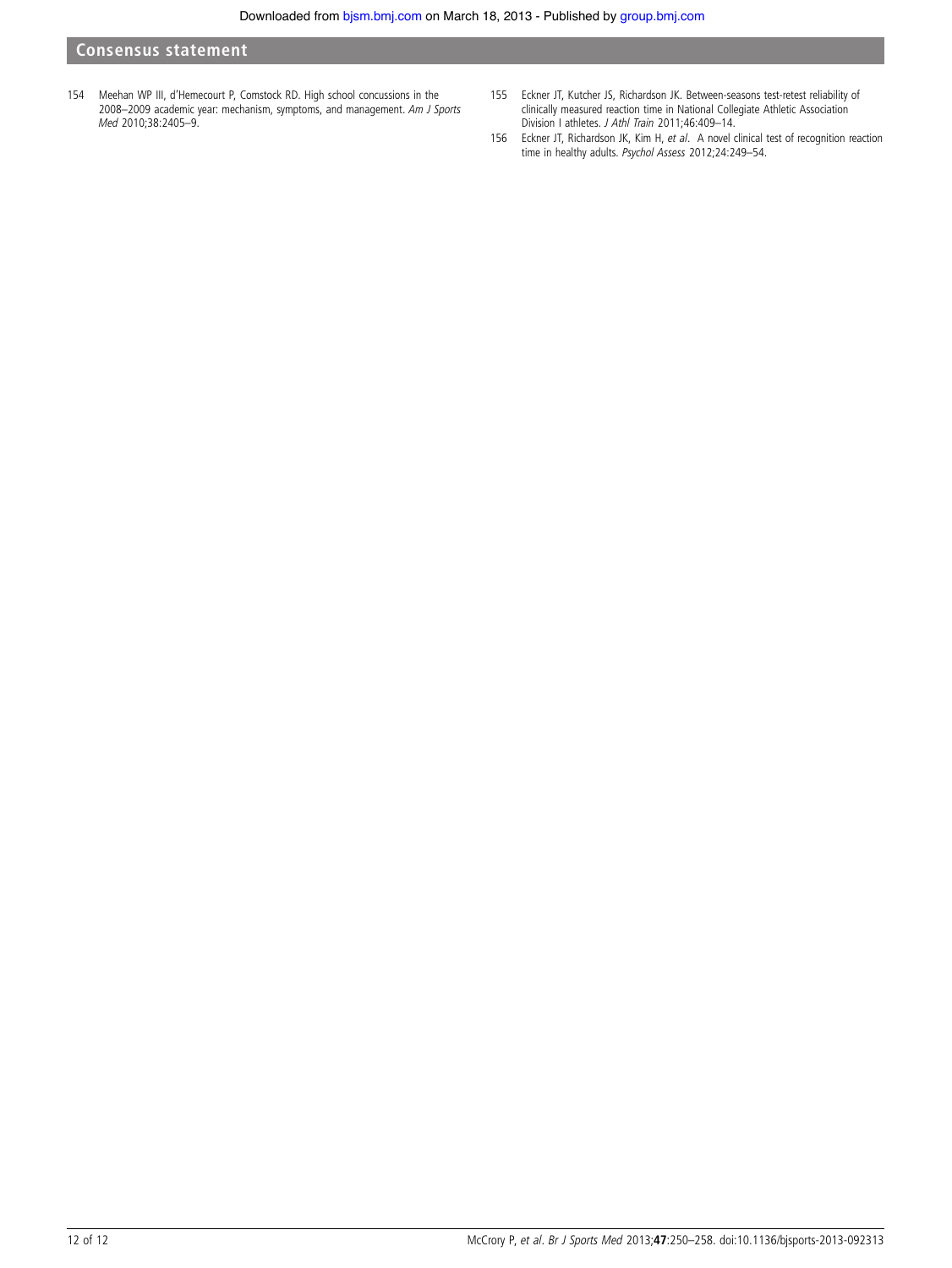154 Meehan WP III, d'Hemecourt P, Comstock RD. High school concussions in the 2008–2009 academic year: mechanism, symptoms, and management. *Am J Sports Med* 2010;38:2405–9.

155 Eckner JT, Kutcher JS, Richardson JK. Between-seasons test-retest reliability of clinically measured reaction time in National Collegiate Athletic Association Division I athletes. *J Athl Train* 2011;46:409–14.

156 Eckner JT, Richardson JK, Kim H, *et al*. A novel clinical test of recognition reaction time in healthy adults. *Psychol Assess* 2012;24:249–54.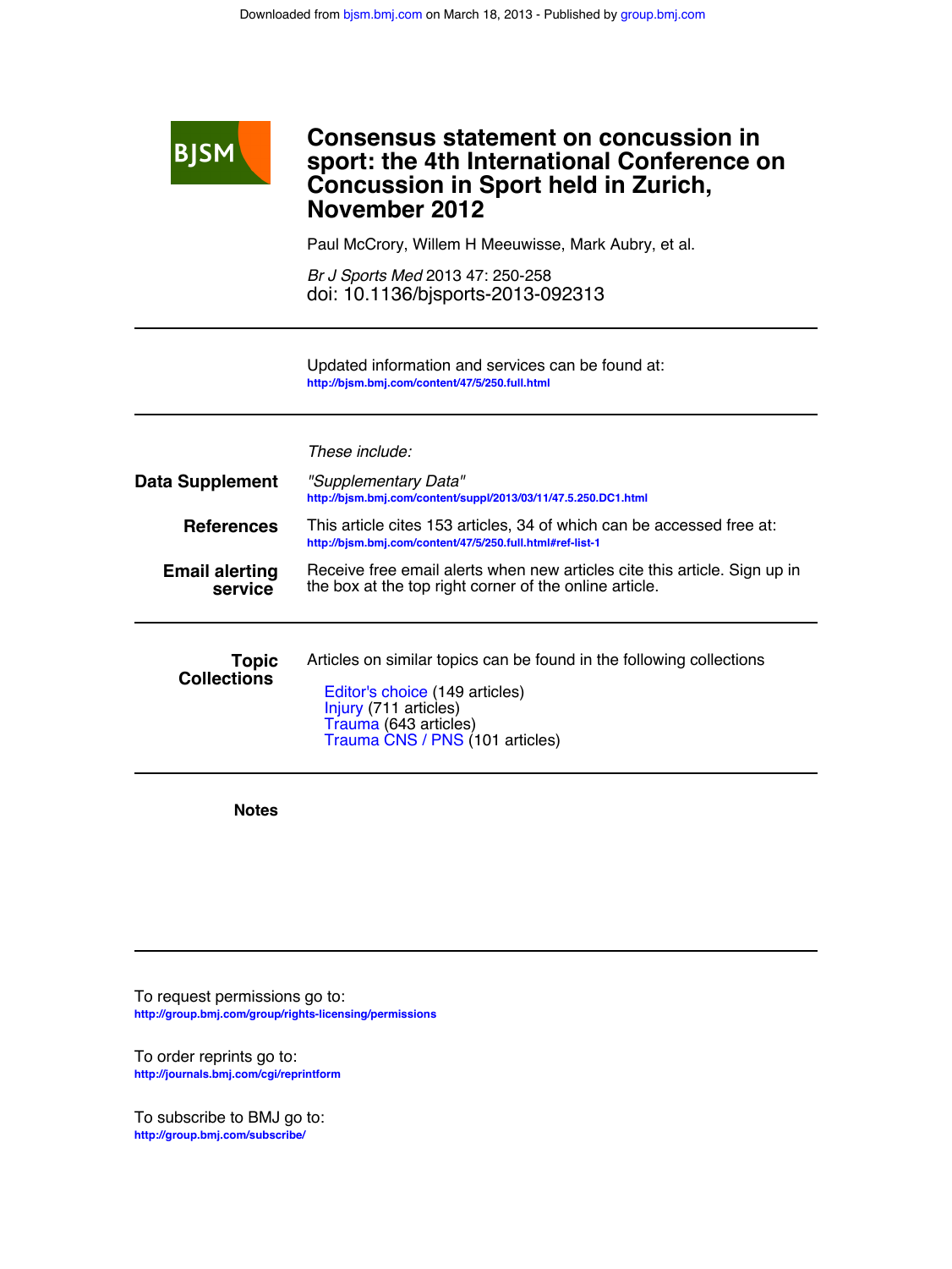Downloaded from bjsm.bmj.com on March 18, 2013 - Published by group.bmj.com

# Consensus statement on concussion in sport: the 4th International Conference on Concussion in Sport held in Zurich, November 2012

Paul McCrory, Willem H Meeuwisse, Mark Aubry, et al.

*Br J Sports Med* 2013 47: 250-258
doi: 10.1136/bjsports-2013-092313

Updated information and services can be found at:
http://bjsm.bmj.com/content/47/5/250.full.html

*These include:*

**Data Supplement**
*"Supplementary Data"*
http://bjsm.bmj.com/content/suppl/2013/03/11/47.5.250.DC1.html

**References**
This article cites 153 articles, 34 of which can be accessed free at:
http://bjsm.bmj.com/content/47/5/250.full.html#ref-list-1

**Email alerting service**
Receive free email alerts when new articles cite this article. Sign up in the box at the top right corner of the online article.

**Topic Collections**
Articles on similar topics can be found in the following collections

- Editor's choice (149 articles)
- Injury (711 articles)
- Trauma (643 articles)
- Trauma CNS / PNS (101 articles)

**Notes**

To request permissions go to:
http://group.bmj.com/group/rights-licensing/permissions

To order reprints go to:
http://journals.bmj.com/cgi/reprintform

To subscribe to BMJ go to:
http://group.bmj.com/subscribe/